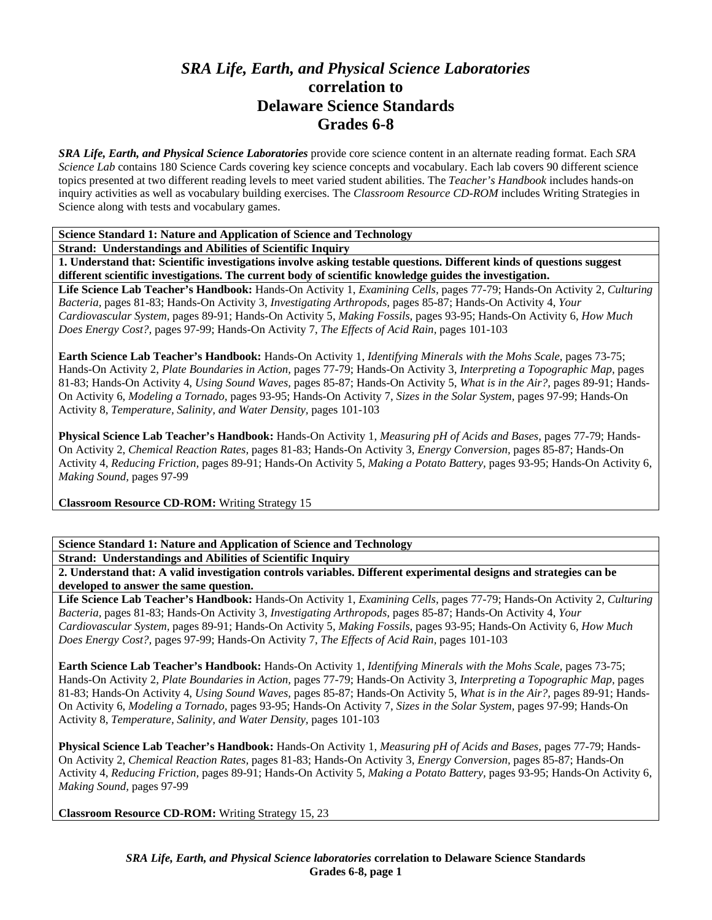# *SRA Life, Earth, and Physical Science Laboratories* correlation to Delaware Science Standards Grades 6-8

***SRA Life, Earth, and Physical Science Laboratories*** provide core science content in an alternate reading format. Each *SRA Science Lab* contains 180 Science Cards covering key science concepts and vocabulary. Each lab covers 90 different science topics presented at two different reading levels to meet varied student abilities. The *Teacher's Handbook* includes hands-on inquiry activities as well as vocabulary building exercises. The *Classroom Resource CD-ROM* includes Writing Strategies in Science along with tests and vocabulary games.

**Science Standard 1: Nature and Application of Science and Technology**

**Strand: Understandings and Abilities of Scientific Inquiry**

**1. Understand that: Scientific investigations involve asking testable questions. Different kinds of questions suggest different scientific investigations. The current body of scientific knowledge guides the investigation.**

**Life Science Lab Teacher's Handbook:** Hands-On Activity 1, *Examining Cells,* pages 77-79; Hands-On Activity 2, *Culturing Bacteria,* pages 81-83; Hands-On Activity 3, *Investigating Arthropods,* pages 85-87; Hands-On Activity 4, *Your Cardiovascular System,* pages 89-91; Hands-On Activity 5, *Making Fossils,* pages 93-95; Hands-On Activity 6, *How Much Does Energy Cost?,* pages 97-99; Hands-On Activity 7, *The Effects of Acid Rain,* pages 101-103

**Earth Science Lab Teacher's Handbook:** Hands-On Activity 1, *Identifying Minerals with the Mohs Scale,* pages 73-75; Hands-On Activity 2, *Plate Boundaries in Action,* pages 77-79; Hands-On Activity 3, *Interpreting a Topographic Map,* pages 81-83; Hands-On Activity 4, *Using Sound Waves,* pages 85-87; Hands-On Activity 5, *What is in the Air?,* pages 89-91; Hands-On Activity 6, *Modeling a Tornado,* pages 93-95; Hands-On Activity 7, *Sizes in the Solar System,* pages 97-99; Hands-On Activity 8, *Temperature, Salinity, and Water Density,* pages 101-103

**Physical Science Lab Teacher's Handbook:** Hands-On Activity 1, *Measuring pH of Acids and Bases,* pages 77-79; Hands-On Activity 2, *Chemical Reaction Rates,* pages 81-83; Hands-On Activity 3, *Energy Conversion,* pages 85-87; Hands-On Activity 4, *Reducing Friction,* pages 89-91; Hands-On Activity 5, *Making a Potato Battery,* pages 93-95; Hands-On Activity 6, *Making Sound,* pages 97-99

**Classroom Resource CD-ROM:** Writing Strategy 15

**Science Standard 1: Nature and Application of Science and Technology**

**Strand: Understandings and Abilities of Scientific Inquiry**

**2. Understand that: A valid investigation controls variables. Different experimental designs and strategies can be developed to answer the same question.**

**Life Science Lab Teacher's Handbook:** Hands-On Activity 1, *Examining Cells,* pages 77-79; Hands-On Activity 2, *Culturing Bacteria,* pages 81-83; Hands-On Activity 3, *Investigating Arthropods,* pages 85-87; Hands-On Activity 4, *Your Cardiovascular System,* pages 89-91; Hands-On Activity 5, *Making Fossils,* pages 93-95; Hands-On Activity 6, *How Much Does Energy Cost?,* pages 97-99; Hands-On Activity 7, *The Effects of Acid Rain,* pages 101-103

**Earth Science Lab Teacher's Handbook:** Hands-On Activity 1, *Identifying Minerals with the Mohs Scale,* pages 73-75; Hands-On Activity 2, *Plate Boundaries in Action,* pages 77-79; Hands-On Activity 3, *Interpreting a Topographic Map,* pages 81-83; Hands-On Activity 4, *Using Sound Waves,* pages 85-87; Hands-On Activity 5, *What is in the Air?,* pages 89-91; Hands-On Activity 6, *Modeling a Tornado,* pages 93-95; Hands-On Activity 7, *Sizes in the Solar System,* pages 97-99; Hands-On Activity 8, *Temperature, Salinity, and Water Density,* pages 101-103

**Physical Science Lab Teacher's Handbook:** Hands-On Activity 1, *Measuring pH of Acids and Bases,* pages 77-79; Hands-On Activity 2, *Chemical Reaction Rates,* pages 81-83; Hands-On Activity 3, *Energy Conversion,* pages 85-87; Hands-On Activity 4, *Reducing Friction,* pages 89-91; Hands-On Activity 5, *Making a Potato Battery,* pages 93-95; Hands-On Activity 6, *Making Sound,* pages 97-99

**Classroom Resource CD-ROM:** Writing Strategy 15, 23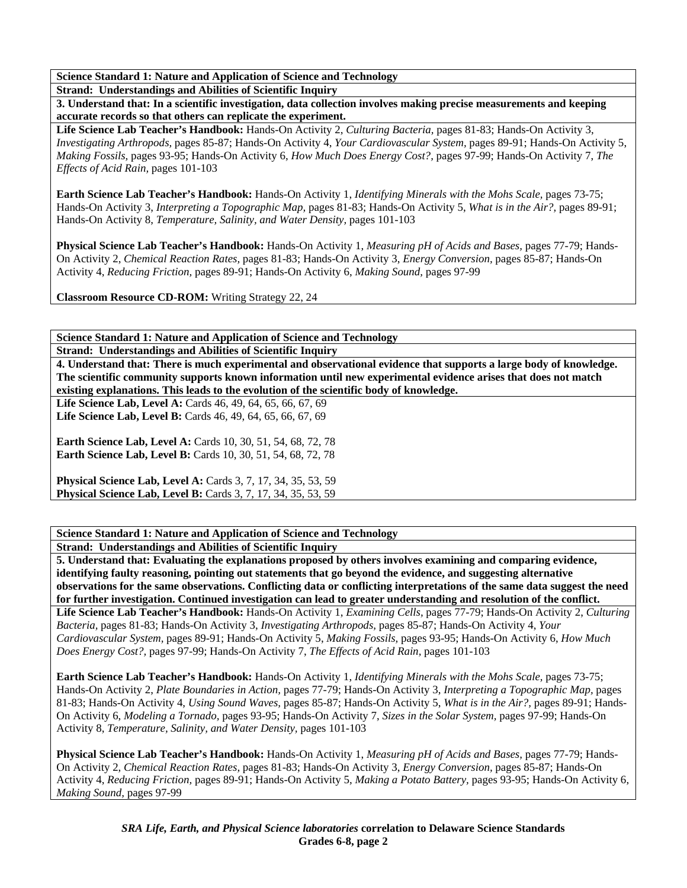**Science Standard 1: Nature and Application of Science and Technology**

**Strand: Understandings and Abilities of Scientific Inquiry**

**3. Understand that: In a scientific investigation, data collection involves making precise measurements and keeping accurate records so that others can replicate the experiment.**

**Life Science Lab Teacher's Handbook:** Hands-On Activity 2, *Culturing Bacteria,* pages 81-83; Hands-On Activity 3, *Investigating Arthropods,* pages 85-87; Hands-On Activity 4, *Your Cardiovascular System,* pages 89-91; Hands-On Activity 5, *Making Fossils,* pages 93-95; Hands-On Activity 6, *How Much Does Energy Cost?,* pages 97-99; Hands-On Activity 7, *The Effects of Acid Rain,* pages 101-103

**Earth Science Lab Teacher's Handbook:** Hands-On Activity 1, *Identifying Minerals with the Mohs Scale,* pages 73-75; Hands-On Activity 3, *Interpreting a Topographic Map,* pages 81-83; Hands-On Activity 5, *What is in the Air?,* pages 89-91; Hands-On Activity 8, *Temperature, Salinity, and Water Density,* pages 101-103

**Physical Science Lab Teacher's Handbook:** Hands-On Activity 1, *Measuring pH of Acids and Bases,* pages 77-79; Hands-On Activity 2, *Chemical Reaction Rates,* pages 81-83; Hands-On Activity 3, *Energy Conversion,* pages 85-87; Hands-On Activity 4, *Reducing Friction,* pages 89-91; Hands-On Activity 6, *Making Sound,* pages 97-99

**Classroom Resource CD-ROM:** Writing Strategy 22, 24

**Science Standard 1: Nature and Application of Science and Technology**

**Strand: Understandings and Abilities of Scientific Inquiry**

**4. Understand that: There is much experimental and observational evidence that supports a large body of knowledge. The scientific community supports known information until new experimental evidence arises that does not match existing explanations. This leads to the evolution of the scientific body of knowledge.**

**Life Science Lab, Level A:** Cards 46, 49, 64, 65, 66, 67, 69
**Life Science Lab, Level B:** Cards 46, 49, 64, 65, 66, 67, 69

**Earth Science Lab, Level A:** Cards 10, 30, 51, 54, 68, 72, 78
**Earth Science Lab, Level B:** Cards 10, 30, 51, 54, 68, 72, 78

**Physical Science Lab, Level A:** Cards 3, 7, 17, 34, 35, 53, 59
**Physical Science Lab, Level B:** Cards 3, 7, 17, 34, 35, 53, 59

**Science Standard 1: Nature and Application of Science and Technology**

**Strand: Understandings and Abilities of Scientific Inquiry**

**5. Understand that: Evaluating the explanations proposed by others involves examining and comparing evidence, identifying faulty reasoning, pointing out statements that go beyond the evidence, and suggesting alternative observations for the same observations. Conflicting data or conflicting interpretations of the same data suggest the need for further investigation. Continued investigation can lead to greater understanding and resolution of the conflict.**

**Life Science Lab Teacher's Handbook:** Hands-On Activity 1, *Examining Cells,* pages 77-79; Hands-On Activity 2, *Culturing Bacteria,* pages 81-83; Hands-On Activity 3, *Investigating Arthropods,* pages 85-87; Hands-On Activity 4, *Your Cardiovascular System,* pages 89-91; Hands-On Activity 5, *Making Fossils,* pages 93-95; Hands-On Activity 6, *How Much Does Energy Cost?,* pages 97-99; Hands-On Activity 7, *The Effects of Acid Rain,* pages 101-103

**Earth Science Lab Teacher's Handbook:** Hands-On Activity 1, *Identifying Minerals with the Mohs Scale,* pages 73-75; Hands-On Activity 2, *Plate Boundaries in Action,* pages 77-79; Hands-On Activity 3, *Interpreting a Topographic Map,* pages 81-83; Hands-On Activity 4, *Using Sound Waves,* pages 85-87; Hands-On Activity 5, *What is in the Air?,* pages 89-91; Hands-On Activity 6, *Modeling a Tornado,* pages 93-95; Hands-On Activity 7, *Sizes in the Solar System,* pages 97-99; Hands-On Activity 8, *Temperature, Salinity, and Water Density,* pages 101-103

**Physical Science Lab Teacher's Handbook:** Hands-On Activity 1, *Measuring pH of Acids and Bases,* pages 77-79; Hands-On Activity 2, *Chemical Reaction Rates,* pages 81-83; Hands-On Activity 3, *Energy Conversion,* pages 85-87; Hands-On Activity 4, *Reducing Friction,* pages 89-91; Hands-On Activity 5, *Making a Potato Battery,* pages 93-95; Hands-On Activity 6, *Making Sound,* pages 97-99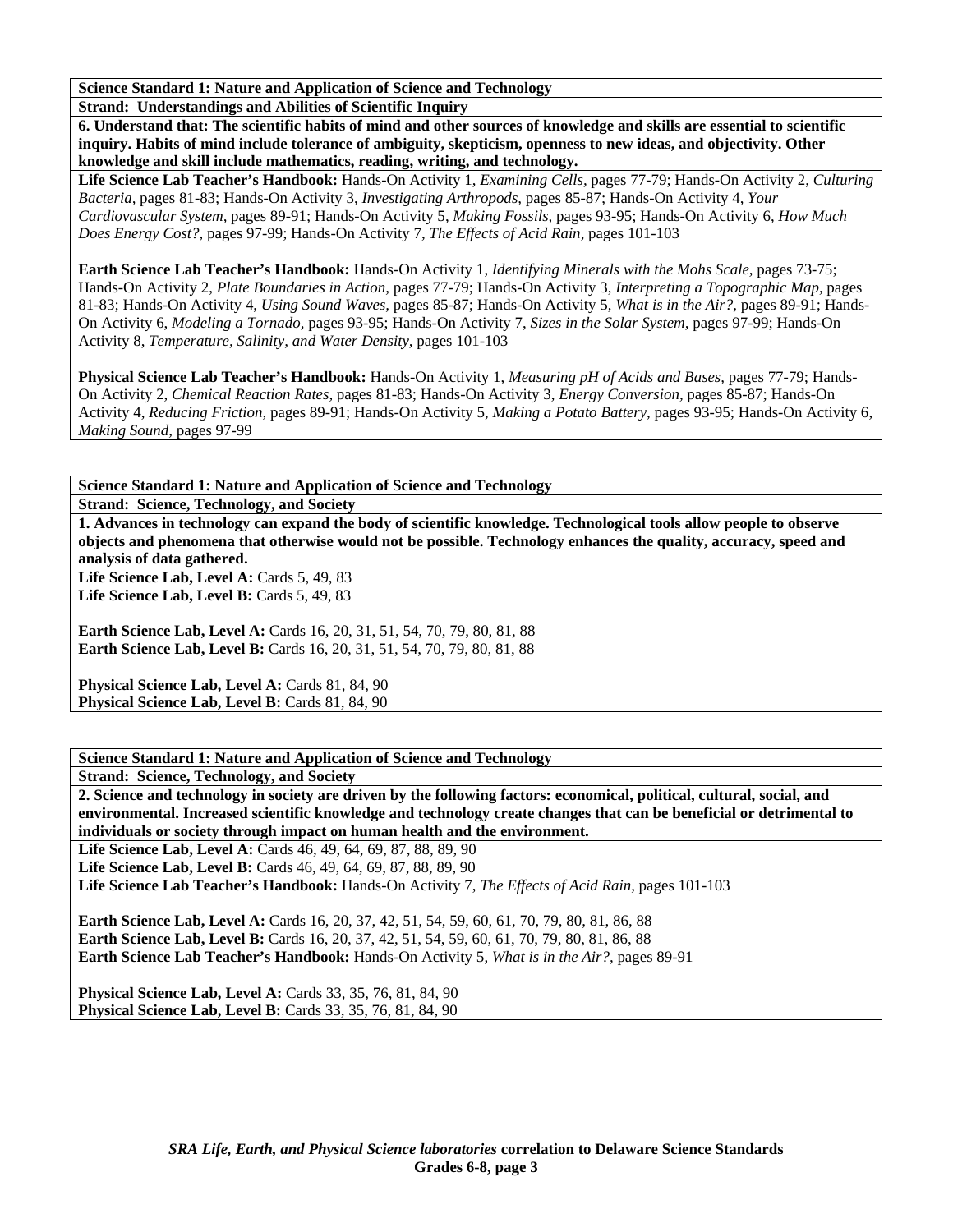**Science Standard 1: Nature and Application of Science and Technology**

**Strand: Understandings and Abilities of Scientific Inquiry**

**6. Understand that: The scientific habits of mind and other sources of knowledge and skills are essential to scientific inquiry. Habits of mind include tolerance of ambiguity, skepticism, openness to new ideas, and objectivity. Other knowledge and skill include mathematics, reading, writing, and technology.**

**Life Science Lab Teacher's Handbook:** Hands-On Activity 1, *Examining Cells,* pages 77-79; Hands-On Activity 2, *Culturing Bacteria,* pages 81-83; Hands-On Activity 3, *Investigating Arthropods,* pages 85-87; Hands-On Activity 4, *Your Cardiovascular System,* pages 89-91; Hands-On Activity 5, *Making Fossils*, pages 93-95; Hands-On Activity 6, *How Much Does Energy Cost?,* pages 97-99; Hands-On Activity 7, *The Effects of Acid Rain,* pages 101-103

**Earth Science Lab Teacher's Handbook:** Hands-On Activity 1, *Identifying Minerals with the Mohs Scale*, pages 73-75; Hands-On Activity 2, *Plate Boundaries in Action,* pages 77-79; Hands-On Activity 3, *Interpreting a Topographic Map,* pages 81-83; Hands-On Activity 4, *Using Sound Waves,* pages 85-87; Hands-On Activity 5, *What is in the Air?,* pages 89-91; Hands-On Activity 6, *Modeling a Tornado,* pages 93-95; Hands-On Activity 7, *Sizes in the Solar System,* pages 97-99; Hands-On Activity 8, *Temperature, Salinity, and Water Density,* pages 101-103

**Physical Science Lab Teacher's Handbook:** Hands-On Activity 1, *Measuring pH of Acids and Bases,* pages 77-79; Hands-On Activity 2, *Chemical Reaction Rates,* pages 81-83; Hands-On Activity 3, *Energy Conversion,* pages 85-87; Hands-On Activity 4, *Reducing Friction,* pages 89-91; Hands-On Activity 5, *Making a Potato Battery*, pages 93-95; Hands-On Activity 6, *Making Sound,* pages 97-99

**Science Standard 1: Nature and Application of Science and Technology**

**Strand: Science, Technology, and Society**

**1. Advances in technology can expand the body of scientific knowledge. Technological tools allow people to observe objects and phenomena that otherwise would not be possible. Technology enhances the quality, accuracy, speed and analysis of data gathered.**

**Life Science Lab, Level A:** Cards 5, 49, 83
**Life Science Lab, Level B:** Cards 5, 49, 83

**Earth Science Lab, Level A:** Cards 16, 20, 31, 51, 54, 70, 79, 80, 81, 88
**Earth Science Lab, Level B:** Cards 16, 20, 31, 51, 54, 70, 79, 80, 81, 88

**Physical Science Lab, Level A:** Cards 81, 84, 90
**Physical Science Lab, Level B:** Cards 81, 84, 90

**Science Standard 1: Nature and Application of Science and Technology**

**Strand: Science, Technology, and Society**

**2. Science and technology in society are driven by the following factors: economical, political, cultural, social, and environmental. Increased scientific knowledge and technology create changes that can be beneficial or detrimental to individuals or society through impact on human health and the environment.**

**Life Science Lab, Level A:** Cards 46, 49, 64, 69, 87, 88, 89, 90
**Life Science Lab, Level B:** Cards 46, 49, 64, 69, 87, 88, 89, 90
**Life Science Lab Teacher's Handbook:** Hands-On Activity 7, *The Effects of Acid Rain,* pages 101-103

**Earth Science Lab, Level A:** Cards 16, 20, 37, 42, 51, 54, 59, 60, 61, 70, 79, 80, 81, 86, 88
**Earth Science Lab, Level B:** Cards 16, 20, 37, 42, 51, 54, 59, 60, 61, 70, 79, 80, 81, 86, 88
**Earth Science Lab Teacher's Handbook:** Hands-On Activity 5, *What is in the Air?,* pages 89-91

**Physical Science Lab, Level A:** Cards 33, 35, 76, 81, 84, 90
**Physical Science Lab, Level B:** Cards 33, 35, 76, 81, 84, 90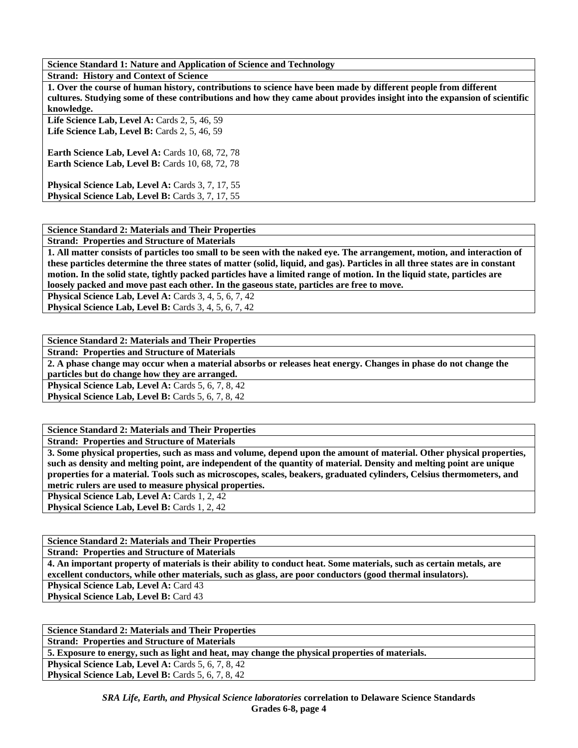**Science Standard 1: Nature and Application of Science and Technology**

**Strand: History and Context of Science**

**1. Over the course of human history, contributions to science have been made by different people from different cultures. Studying some of these contributions and how they came about provides insight into the expansion of scientific knowledge.**

**Life Science Lab, Level A:** Cards 2, 5, 46, 59
**Life Science Lab, Level B:** Cards 2, 5, 46, 59

**Earth Science Lab, Level A:** Cards 10, 68, 72, 78
**Earth Science Lab, Level B:** Cards 10, 68, 72, 78

**Physical Science Lab, Level A:** Cards 3, 7, 17, 55
**Physical Science Lab, Level B:** Cards 3, 7, 17, 55

**Science Standard 2: Materials and Their Properties**

**Strand: Properties and Structure of Materials**

**1. All matter consists of particles too small to be seen with the naked eye. The arrangement, motion, and interaction of these particles determine the three states of matter (solid, liquid, and gas). Particles in all three states are in constant motion. In the solid state, tightly packed particles have a limited range of motion. In the liquid state, particles are loosely packed and move past each other. In the gaseous state, particles are free to move.**

**Physical Science Lab, Level A:** Cards 3, 4, 5, 6, 7, 42
**Physical Science Lab, Level B:** Cards 3, 4, 5, 6, 7, 42

**Science Standard 2: Materials and Their Properties**

**Strand: Properties and Structure of Materials**

**2. A phase change may occur when a material absorbs or releases heat energy. Changes in phase do not change the particles but do change how they are arranged.**

**Physical Science Lab, Level A:** Cards 5, 6, 7, 8, 42
**Physical Science Lab, Level B:** Cards 5, 6, 7, 8, 42

**Science Standard 2: Materials and Their Properties**

**Strand: Properties and Structure of Materials**

**3. Some physical properties, such as mass and volume, depend upon the amount of material. Other physical properties, such as density and melting point, are independent of the quantity of material. Density and melting point are unique properties for a material. Tools such as microscopes, scales, beakers, graduated cylinders, Celsius thermometers, and metric rulers are used to measure physical properties.**

**Physical Science Lab, Level A:** Cards 1, 2, 42
**Physical Science Lab, Level B:** Cards 1, 2, 42

**Science Standard 2: Materials and Their Properties**

**Strand: Properties and Structure of Materials**

**4. An important property of materials is their ability to conduct heat. Some materials, such as certain metals, are excellent conductors, while other materials, such as glass, are poor conductors (good thermal insulators).**

**Physical Science Lab, Level A:** Card 43
**Physical Science Lab, Level B:** Card 43

**Science Standard 2: Materials and Their Properties**

**Strand: Properties and Structure of Materials**

**5. Exposure to energy, such as light and heat, may change the physical properties of materials.**

**Physical Science Lab, Level A:** Cards 5, 6, 7, 8, 42
**Physical Science Lab, Level B:** Cards 5, 6, 7, 8, 42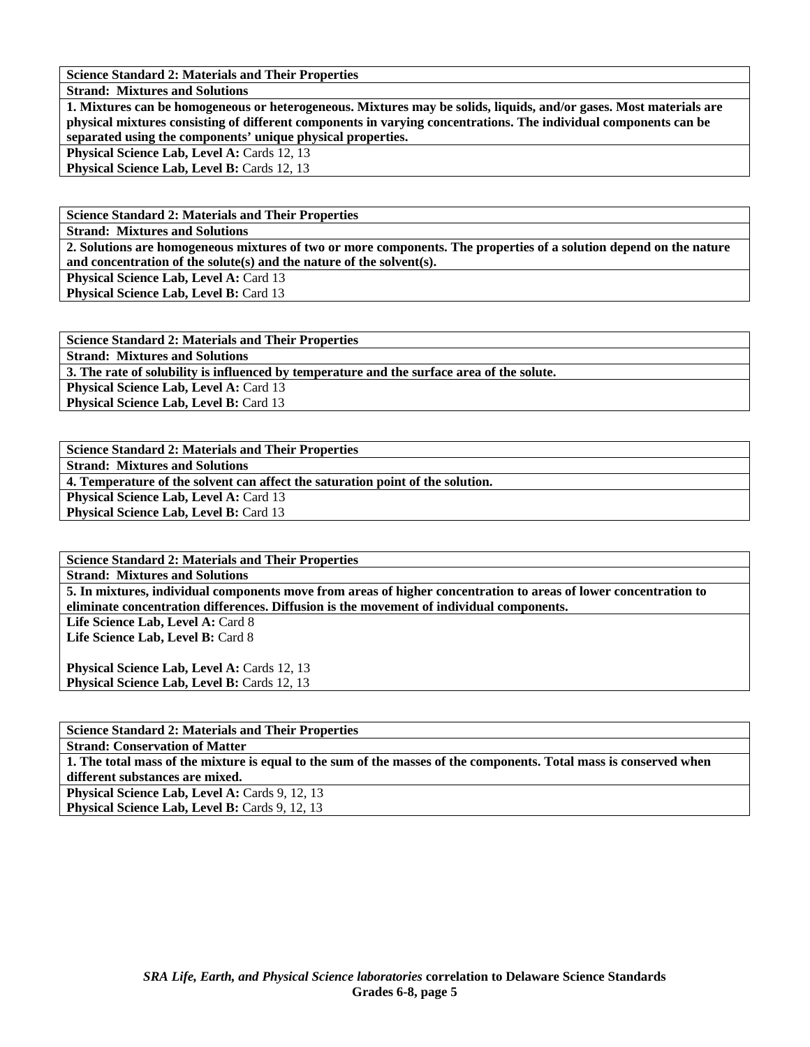**Science Standard 2: Materials and Their Properties**

**Strand: Mixtures and Solutions**

**1. Mixtures can be homogeneous or heterogeneous. Mixtures may be solids, liquids, and/or gases. Most materials are physical mixtures consisting of different components in varying concentrations. The individual components can be separated using the components' unique physical properties.**

**Physical Science Lab, Level A:** Cards 12, 13
**Physical Science Lab, Level B:** Cards 12, 13

**Science Standard 2: Materials and Their Properties**

**Strand: Mixtures and Solutions**

**2. Solutions are homogeneous mixtures of two or more components. The properties of a solution depend on the nature and concentration of the solute(s) and the nature of the solvent(s).**

**Physical Science Lab, Level A:** Card 13
**Physical Science Lab, Level B:** Card 13

**Science Standard 2: Materials and Their Properties**

**Strand: Mixtures and Solutions**

**3. The rate of solubility is influenced by temperature and the surface area of the solute.**

**Physical Science Lab, Level A:** Card 13
**Physical Science Lab, Level B:** Card 13

**Science Standard 2: Materials and Their Properties**

**Strand: Mixtures and Solutions**

**4. Temperature of the solvent can affect the saturation point of the solution.**

**Physical Science Lab, Level A:** Card 13
**Physical Science Lab, Level B:** Card 13

**Science Standard 2: Materials and Their Properties**

**Strand: Mixtures and Solutions**

**5. In mixtures, individual components move from areas of higher concentration to areas of lower concentration to eliminate concentration differences. Diffusion is the movement of individual components.**

**Life Science Lab, Level A:** Card 8
**Life Science Lab, Level B:** Card 8

**Physical Science Lab, Level A:** Cards 12, 13
**Physical Science Lab, Level B:** Cards 12, 13

**Science Standard 2: Materials and Their Properties**

**Strand: Conservation of Matter**

**1. The total mass of the mixture is equal to the sum of the masses of the components. Total mass is conserved when different substances are mixed.**

**Physical Science Lab, Level A:** Cards 9, 12, 13
**Physical Science Lab, Level B:** Cards 9, 12, 13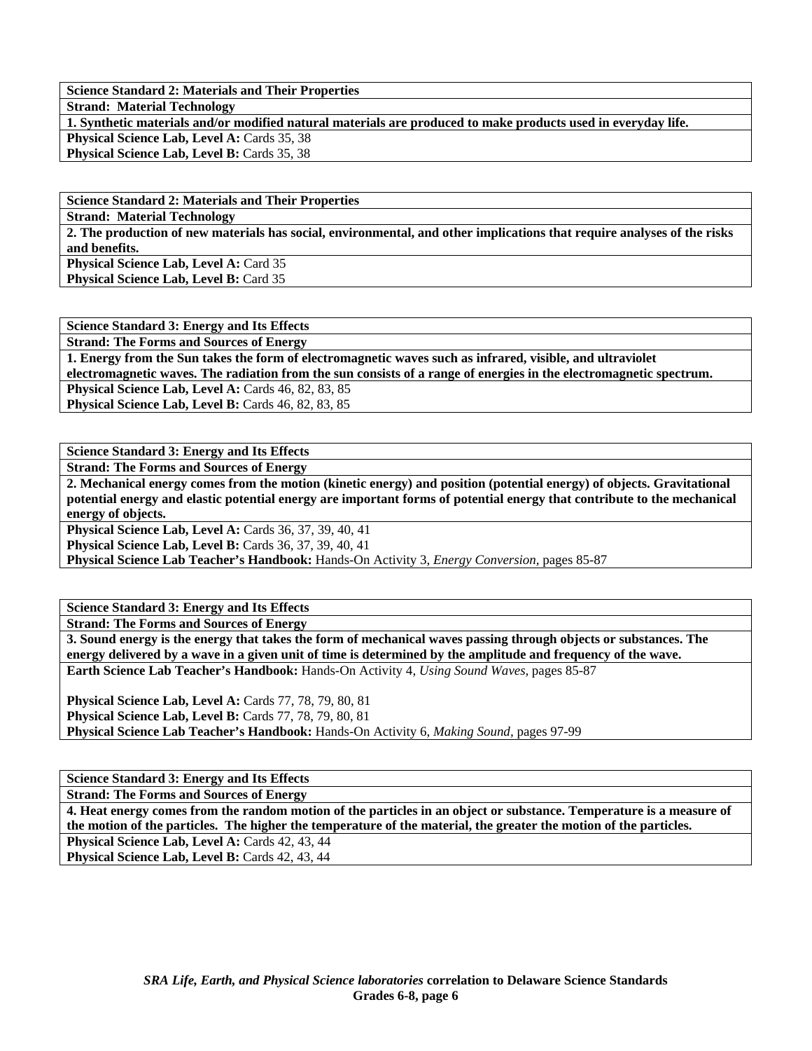**Science Standard 2: Materials and Their Properties**

**Strand: Material Technology**

**1. Synthetic materials and/or modified natural materials are produced to make products used in everyday life.**

**Physical Science Lab, Level A:** Cards 35, 38

**Physical Science Lab, Level B:** Cards 35, 38

**Science Standard 2: Materials and Their Properties**

**Strand: Material Technology**

**2. The production of new materials has social, environmental, and other implications that require analyses of the risks and benefits.**

**Physical Science Lab, Level A:** Card 35

**Physical Science Lab, Level B:** Card 35

**Science Standard 3: Energy and Its Effects**

**Strand: The Forms and Sources of Energy**

**1. Energy from the Sun takes the form of electromagnetic waves such as infrared, visible, and ultraviolet electromagnetic waves. The radiation from the sun consists of a range of energies in the electromagnetic spectrum.**

**Physical Science Lab, Level A:** Cards 46, 82, 83, 85

**Physical Science Lab, Level B:** Cards 46, 82, 83, 85

**Science Standard 3: Energy and Its Effects**

**Strand: The Forms and Sources of Energy**

**2. Mechanical energy comes from the motion (kinetic energy) and position (potential energy) of objects. Gravitational potential energy and elastic potential energy are important forms of potential energy that contribute to the mechanical energy of objects.**

**Physical Science Lab, Level A:** Cards 36, 37, 39, 40, 41

**Physical Science Lab, Level B:** Cards 36, 37, 39, 40, 41

**Physical Science Lab Teacher's Handbook:** Hands-On Activity 3, *Energy Conversion,* pages 85-87

**Science Standard 3: Energy and Its Effects**

**Strand: The Forms and Sources of Energy**

**3. Sound energy is the energy that takes the form of mechanical waves passing through objects or substances. The energy delivered by a wave in a given unit of time is determined by the amplitude and frequency of the wave.**

**Earth Science Lab Teacher's Handbook:** Hands-On Activity 4, *Using Sound Waves,* pages 85-87

**Physical Science Lab, Level A:** Cards 77, 78, 79, 80, 81

**Physical Science Lab, Level B:** Cards 77, 78, 79, 80, 81

**Physical Science Lab Teacher's Handbook:** Hands-On Activity 6, *Making Sound,* pages 97-99

**Science Standard 3: Energy and Its Effects**

**Strand: The Forms and Sources of Energy**

**4. Heat energy comes from the random motion of the particles in an object or substance. Temperature is a measure of the motion of the particles. The higher the temperature of the material, the greater the motion of the particles.**

**Physical Science Lab, Level A:** Cards 42, 43, 44

**Physical Science Lab, Level B:** Cards 42, 43, 44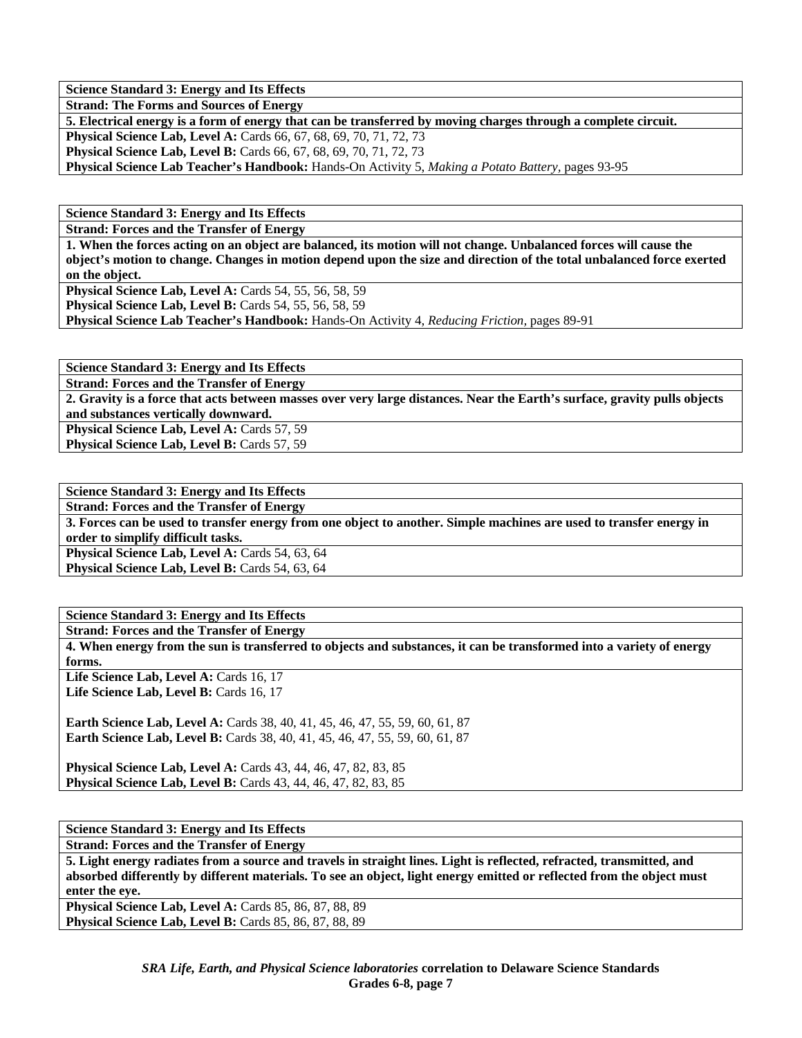| **Science Standard 3: Energy and Its Effects** |
|---|
| **Strand: The Forms and Sources of Energy** |
| **5. Electrical energy is a form of energy that can be transferred by moving charges through a complete circuit.** |
| **Physical Science Lab, Level A:** Cards 66, 67, 68, 69, 70, 71, 72, 73<br>**Physical Science Lab, Level B:** Cards 66, 67, 68, 69, 70, 71, 72, 73<br>**Physical Science Lab Teacher's Handbook:** Hands-On Activity 5, *Making a Potato Battery,* pages 93-95 |

| **Science Standard 3: Energy and Its Effects** |
|---|
| **Strand: Forces and the Transfer of Energy** |
| **1. When the forces acting on an object are balanced, its motion will not change. Unbalanced forces will cause the object's motion to change. Changes in motion depend upon the size and direction of the total unbalanced force exerted on the object.** |
| **Physical Science Lab, Level A:** Cards 54, 55, 56, 58, 59<br>**Physical Science Lab, Level B:** Cards 54, 55, 56, 58, 59<br>**Physical Science Lab Teacher's Handbook:** Hands-On Activity 4, *Reducing Friction,* pages 89-91 |

| **Science Standard 3: Energy and Its Effects** |
|---|
| **Strand: Forces and the Transfer of Energy** |
| **2. Gravity is a force that acts between masses over very large distances. Near the Earth's surface, gravity pulls objects and substances vertically downward.** |
| **Physical Science Lab, Level A:** Cards 57, 59<br>**Physical Science Lab, Level B:** Cards 57, 59 |

| **Science Standard 3: Energy and Its Effects** |
|---|
| **Strand: Forces and the Transfer of Energy** |
| **3. Forces can be used to transfer energy from one object to another. Simple machines are used to transfer energy in order to simplify difficult tasks.** |
| **Physical Science Lab, Level A:** Cards 54, 63, 64<br>**Physical Science Lab, Level B:** Cards 54, 63, 64 |

| **Science Standard 3: Energy and Its Effects** |
|---|
| **Strand: Forces and the Transfer of Energy** |
| **4. When energy from the sun is transferred to objects and substances, it can be transformed into a variety of energy forms.** |
| **Life Science Lab, Level A:** Cards 16, 17<br>**Life Science Lab, Level B:** Cards 16, 17<br><br>**Earth Science Lab, Level A:** Cards 38, 40, 41, 45, 46, 47, 55, 59, 60, 61, 87<br>**Earth Science Lab, Level B:** Cards 38, 40, 41, 45, 46, 47, 55, 59, 60, 61, 87<br><br>**Physical Science Lab, Level A:** Cards 43, 44, 46, 47, 82, 83, 85<br>**Physical Science Lab, Level B:** Cards 43, 44, 46, 47, 82, 83, 85 |

| **Science Standard 3: Energy and Its Effects** |
|---|
| **Strand: Forces and the Transfer of Energy** |
| **5. Light energy radiates from a source and travels in straight lines. Light is reflected, refracted, transmitted, and absorbed differently by different materials. To see an object, light energy emitted or reflected from the object must enter the eye.** |
| **Physical Science Lab, Level A:** Cards 85, 86, 87, 88, 89<br>**Physical Science Lab, Level B:** Cards 85, 86, 87, 88, 89 |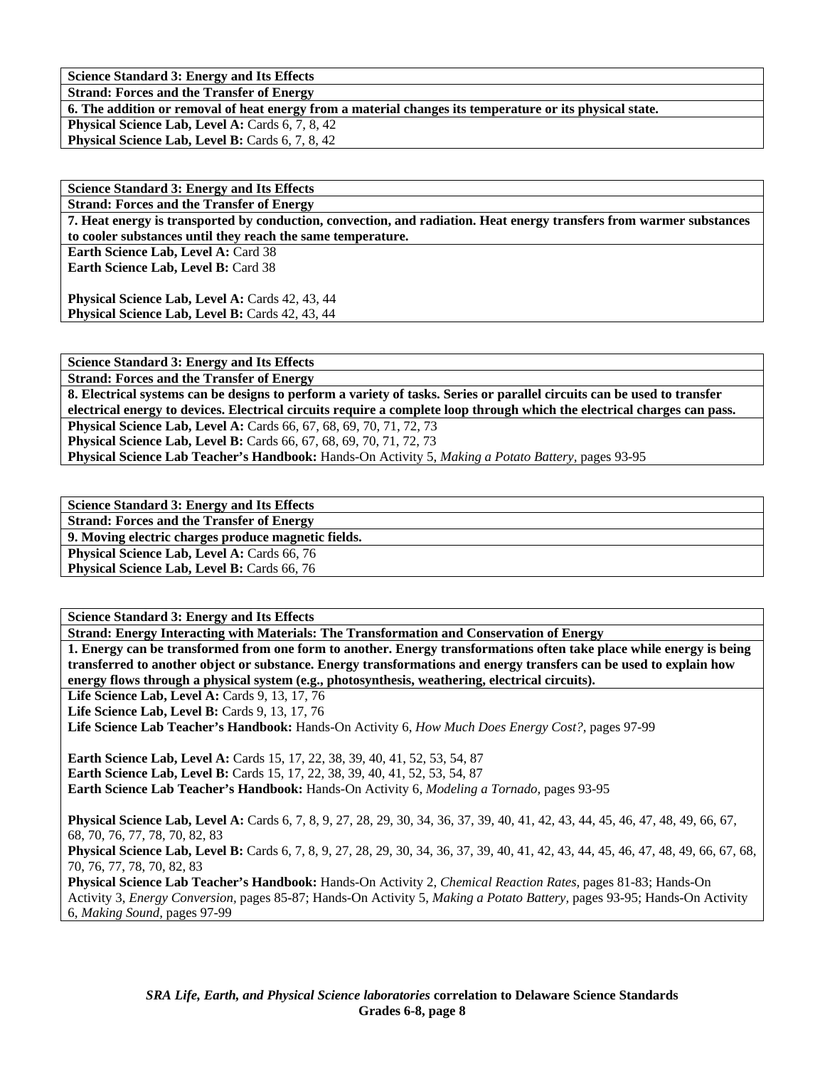| **Science Standard 3: Energy and Its Effects** |
|---|
| **Strand: Forces and the Transfer of Energy** |
| **6. The addition or removal of heat energy from a material changes its temperature or its physical state.** |
| **Physical Science Lab, Level A:** Cards 6, 7, 8, 42<br>**Physical Science Lab, Level B:** Cards 6, 7, 8, 42 |

| **Science Standard 3: Energy and Its Effects** |
|---|
| **Strand: Forces and the Transfer of Energy** |
| **7. Heat energy is transported by conduction, convection, and radiation. Heat energy transfers from warmer substances to cooler substances until they reach the same temperature.** |
| **Earth Science Lab, Level A:** Card 38<br>**Earth Science Lab, Level B:** Card 38<br><br>**Physical Science Lab, Level A:** Cards 42, 43, 44<br>**Physical Science Lab, Level B:** Cards 42, 43, 44 |

| **Science Standard 3: Energy and Its Effects** |
|---|
| **Strand: Forces and the Transfer of Energy** |
| **8. Electrical systems can be designs to perform a variety of tasks. Series or parallel circuits can be used to transfer electrical energy to devices. Electrical circuits require a complete loop through which the electrical charges can pass.** |
| **Physical Science Lab, Level A:** Cards 66, 67, 68, 69, 70, 71, 72, 73<br>**Physical Science Lab, Level B:** Cards 66, 67, 68, 69, 70, 71, 72, 73<br>**Physical Science Lab Teacher's Handbook:** Hands-On Activity 5, *Making a Potato Battery,* pages 93-95 |

| **Science Standard 3: Energy and Its Effects** |
|---|
| **Strand: Forces and the Transfer of Energy** |
| **9. Moving electric charges produce magnetic fields.** |
| **Physical Science Lab, Level A:** Cards 66, 76<br>**Physical Science Lab, Level B:** Cards 66, 76 |

| **Science Standard 3: Energy and Its Effects** |
|---|
| **Strand: Energy Interacting with Materials: The Transformation and Conservation of Energy** |
| **1. Energy can be transformed from one form to another. Energy transformations often take place while energy is being transferred to another object or substance. Energy transformations and energy transfers can be used to explain how energy flows through a physical system (e.g., photosynthesis, weathering, electrical circuits).** |
| **Life Science Lab, Level A:** Cards 9, 13, 17, 76<br>**Life Science Lab, Level B:** Cards 9, 13, 17, 76<br>**Life Science Lab Teacher's Handbook:** Hands-On Activity 6, *How Much Does Energy Cost?,* pages 97-99<br><br>**Earth Science Lab, Level A:** Cards 15, 17, 22, 38, 39, 40, 41, 52, 53, 54, 87<br>**Earth Science Lab, Level B:** Cards 15, 17, 22, 38, 39, 40, 41, 52, 53, 54, 87<br>**Earth Science Lab Teacher's Handbook:** Hands-On Activity 6, *Modeling a Tornado,* pages 93-95<br><br>**Physical Science Lab, Level A:** Cards 6, 7, 8, 9, 27, 28, 29, 30, 34, 36, 37, 39, 40, 41, 42, 43, 44, 45, 46, 47, 48, 49, 66, 67, 68, 70, 76, 77, 78, 70, 82, 83<br>**Physical Science Lab, Level B:** Cards 6, 7, 8, 9, 27, 28, 29, 30, 34, 36, 37, 39, 40, 41, 42, 43, 44, 45, 46, 47, 48, 49, 66, 67, 68, 70, 76, 77, 78, 70, 82, 83<br>**Physical Science Lab Teacher's Handbook:** Hands-On Activity 2, *Chemical Reaction Rates,* pages 81-83; Hands-On Activity 3, *Energy Conversion,* pages 85-87; Hands-On Activity 5, *Making a Potato Battery,* pages 93-95; Hands-On Activity 6, *Making Sound,* pages 97-99 |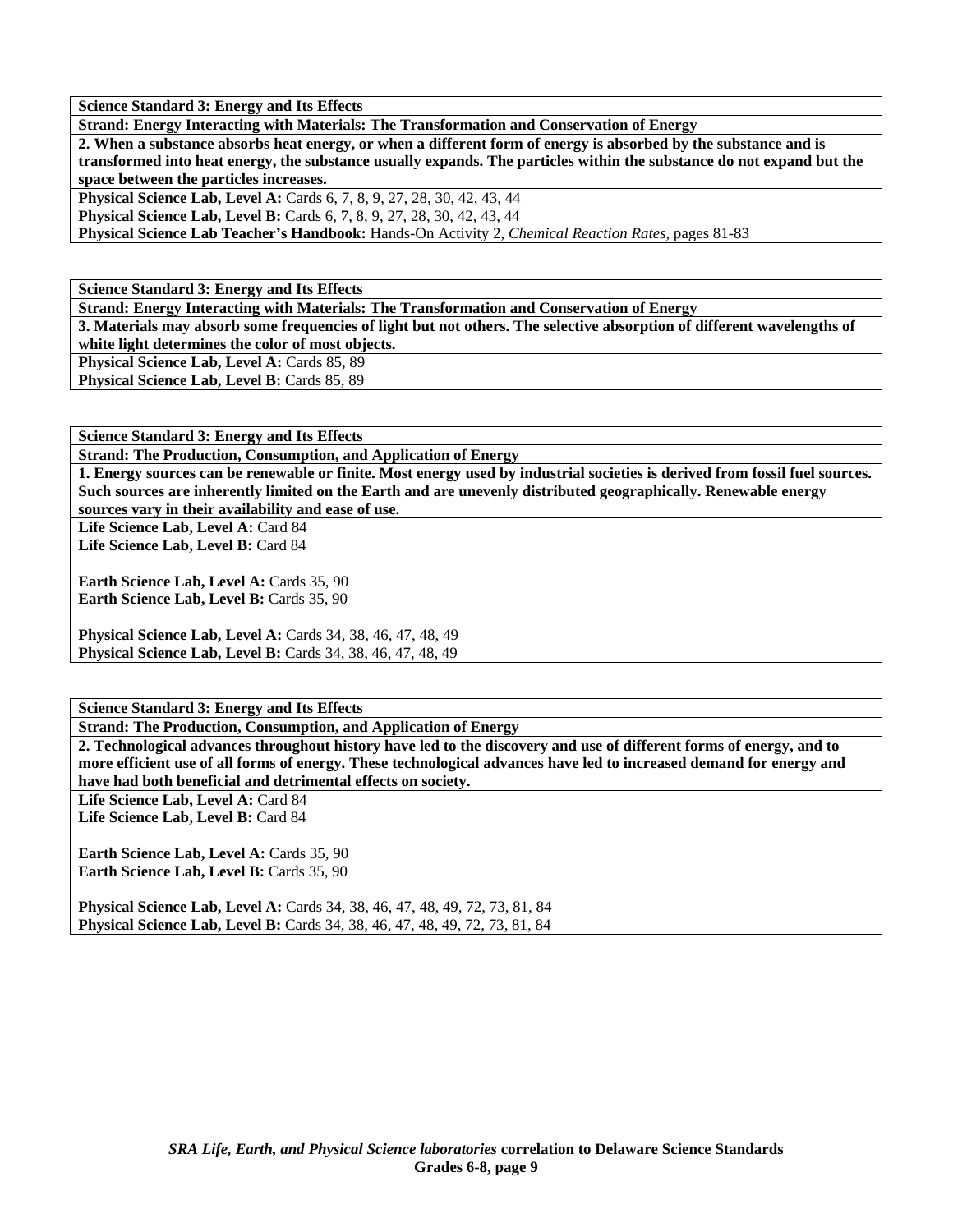**Science Standard 3: Energy and Its Effects**

**Strand: Energy Interacting with Materials: The Transformation and Conservation of Energy**

**2. When a substance absorbs heat energy, or when a different form of energy is absorbed by the substance and is transformed into heat energy, the substance usually expands. The particles within the substance do not expand but the space between the particles increases.**

**Physical Science Lab, Level A:** Cards 6, 7, 8, 9, 27, 28, 30, 42, 43, 44
**Physical Science Lab, Level B:** Cards 6, 7, 8, 9, 27, 28, 30, 42, 43, 44
**Physical Science Lab Teacher's Handbook:** Hands-On Activity 2, *Chemical Reaction Rates,* pages 81-83

**Science Standard 3: Energy and Its Effects**

**Strand: Energy Interacting with Materials: The Transformation and Conservation of Energy**

**3. Materials may absorb some frequencies of light but not others. The selective absorption of different wavelengths of white light determines the color of most objects.**

**Physical Science Lab, Level A:** Cards 85, 89
**Physical Science Lab, Level B:** Cards 85, 89

**Science Standard 3: Energy and Its Effects**

**Strand: The Production, Consumption, and Application of Energy**

**1. Energy sources can be renewable or finite. Most energy used by industrial societies is derived from fossil fuel sources. Such sources are inherently limited on the Earth and are unevenly distributed geographically. Renewable energy sources vary in their availability and ease of use.**

**Life Science Lab, Level A:** Card 84
**Life Science Lab, Level B:** Card 84

**Earth Science Lab, Level A:** Cards 35, 90
**Earth Science Lab, Level B:** Cards 35, 90

**Physical Science Lab, Level A:** Cards 34, 38, 46, 47, 48, 49
**Physical Science Lab, Level B:** Cards 34, 38, 46, 47, 48, 49

**Science Standard 3: Energy and Its Effects**

**Strand: The Production, Consumption, and Application of Energy**

**2. Technological advances throughout history have led to the discovery and use of different forms of energy, and to more efficient use of all forms of energy. These technological advances have led to increased demand for energy and have had both beneficial and detrimental effects on society.**

**Life Science Lab, Level A:** Card 84
**Life Science Lab, Level B:** Card 84

**Earth Science Lab, Level A:** Cards 35, 90
**Earth Science Lab, Level B:** Cards 35, 90

**Physical Science Lab, Level A:** Cards 34, 38, 46, 47, 48, 49, 72, 73, 81, 84
**Physical Science Lab, Level B:** Cards 34, 38, 46, 47, 48, 49, 72, 73, 81, 84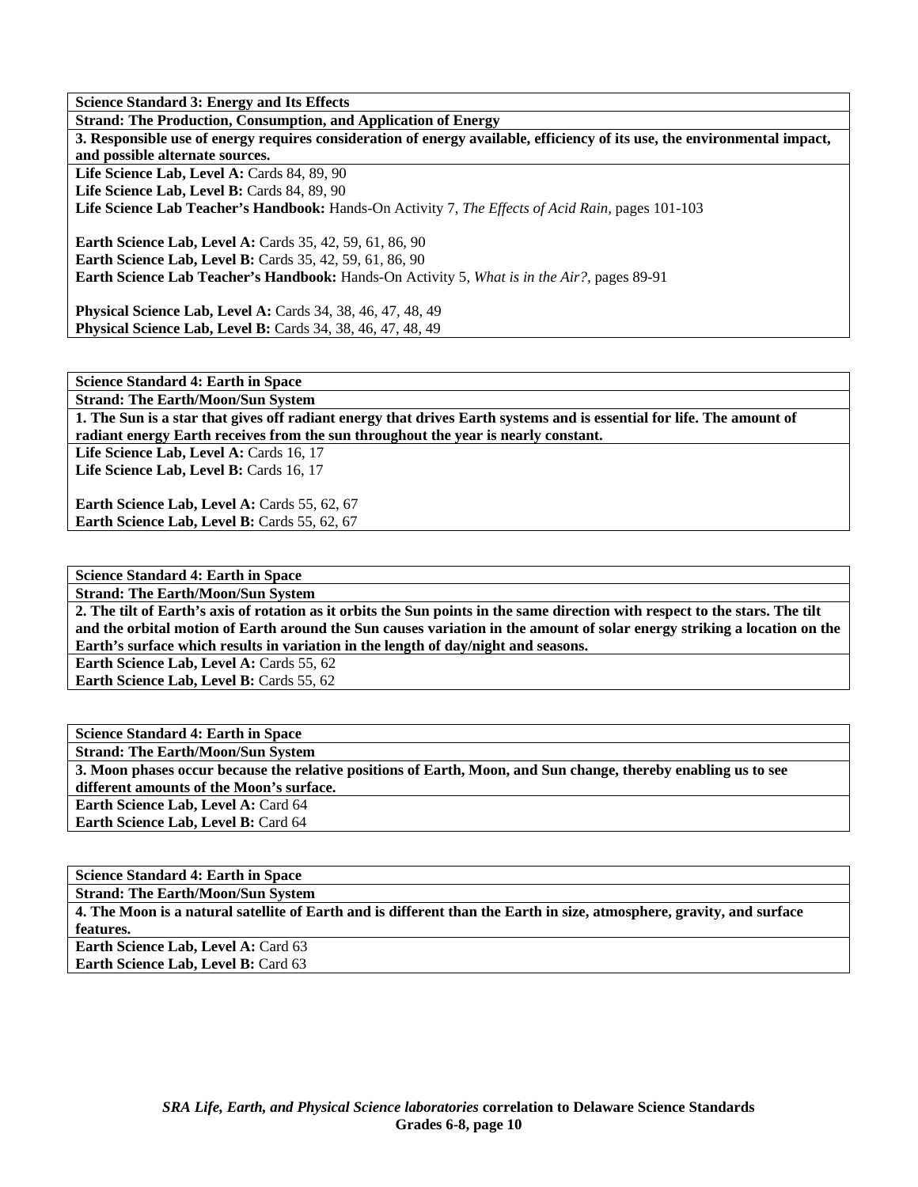**Science Standard 3: Energy and Its Effects**

**Strand: The Production, Consumption, and Application of Energy**

**3. Responsible use of energy requires consideration of energy available, efficiency of its use, the environmental impact, and possible alternate sources.**

**Life Science Lab, Level A:** Cards 84, 89, 90
**Life Science Lab, Level B:** Cards 84, 89, 90
**Life Science Lab Teacher's Handbook:** Hands-On Activity 7, *The Effects of Acid Rain,* pages 101-103

**Earth Science Lab, Level A:** Cards 35, 42, 59, 61, 86, 90
**Earth Science Lab, Level B:** Cards 35, 42, 59, 61, 86, 90
**Earth Science Lab Teacher's Handbook:** Hands-On Activity 5, *What is in the Air?,* pages 89-91

**Physical Science Lab, Level A:** Cards 34, 38, 46, 47, 48, 49
**Physical Science Lab, Level B:** Cards 34, 38, 46, 47, 48, 49

**Science Standard 4: Earth in Space**

**Strand: The Earth/Moon/Sun System**

**1. The Sun is a star that gives off radiant energy that drives Earth systems and is essential for life. The amount of radiant energy Earth receives from the sun throughout the year is nearly constant.**

**Life Science Lab, Level A:** Cards 16, 17
**Life Science Lab, Level B:** Cards 16, 17

**Earth Science Lab, Level A:** Cards 55, 62, 67
**Earth Science Lab, Level B:** Cards 55, 62, 67

**Science Standard 4: Earth in Space**

**Strand: The Earth/Moon/Sun System**

**2. The tilt of Earth's axis of rotation as it orbits the Sun points in the same direction with respect to the stars. The tilt and the orbital motion of Earth around the Sun causes variation in the amount of solar energy striking a location on the Earth's surface which results in variation in the length of day/night and seasons.**

**Earth Science Lab, Level A:** Cards 55, 62
**Earth Science Lab, Level B:** Cards 55, 62

**Science Standard 4: Earth in Space**

**Strand: The Earth/Moon/Sun System**

**3. Moon phases occur because the relative positions of Earth, Moon, and Sun change, thereby enabling us to see different amounts of the Moon's surface.**

**Earth Science Lab, Level A:** Card 64
**Earth Science Lab, Level B:** Card 64

**Science Standard 4: Earth in Space**

**Strand: The Earth/Moon/Sun System**

**4. The Moon is a natural satellite of Earth and is different than the Earth in size, atmosphere, gravity, and surface features.**

**Earth Science Lab, Level A:** Card 63
**Earth Science Lab, Level B:** Card 63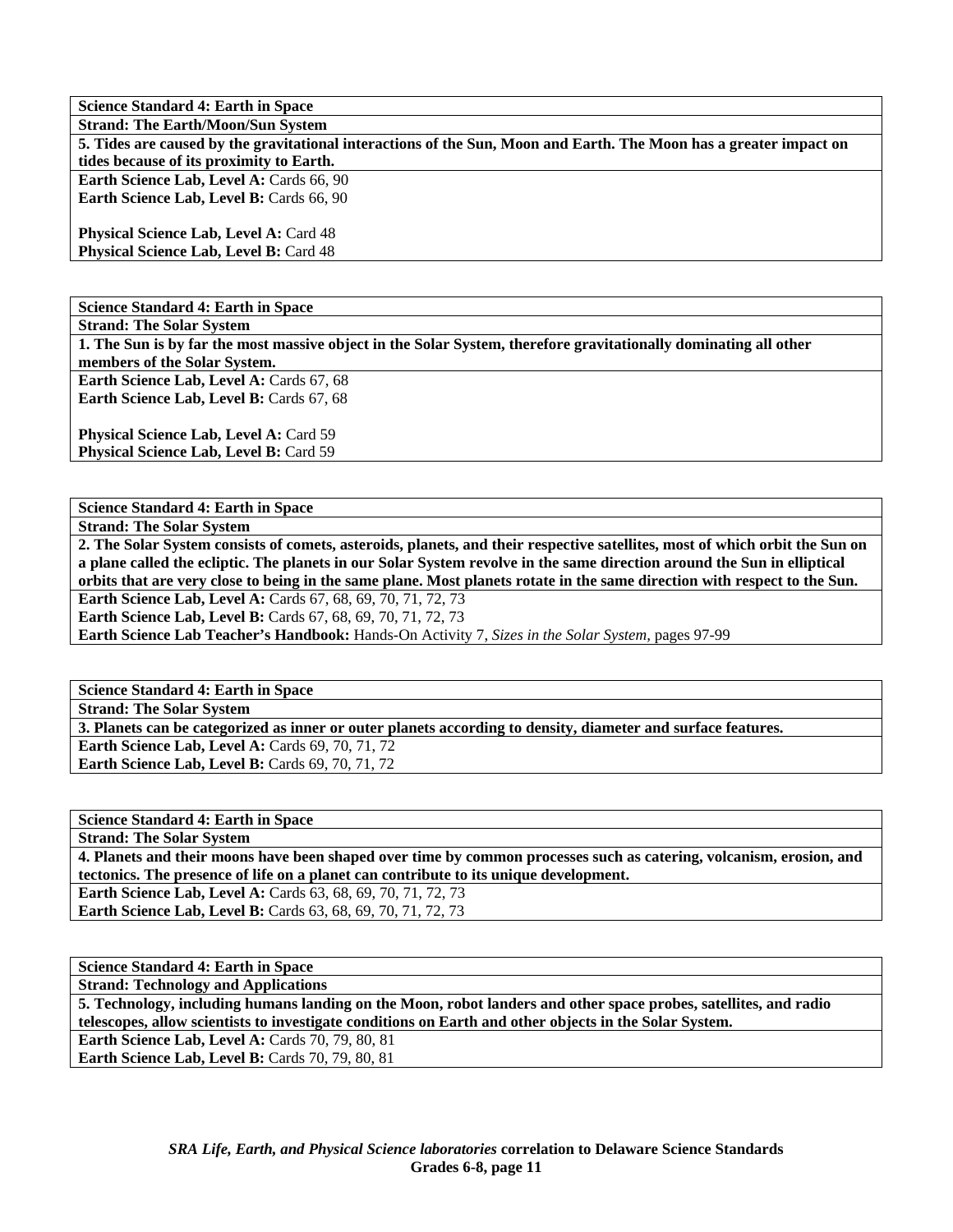| **Science Standard 4: Earth in Space** |
|---|
| **Strand: The Earth/Moon/Sun System** |
| **5. Tides are caused by the gravitational interactions of the Sun, Moon and Earth. The Moon has a greater impact on tides because of its proximity to Earth.** |
| **Earth Science Lab, Level A:** Cards 66, 90<br>**Earth Science Lab, Level B:** Cards 66, 90<br><br>**Physical Science Lab, Level A:** Card 48<br>**Physical Science Lab, Level B:** Card 48 |

| **Science Standard 4: Earth in Space** |
|---|
| **Strand: The Solar System** |
| **1. The Sun is by far the most massive object in the Solar System, therefore gravitationally dominating all other members of the Solar System.** |
| **Earth Science Lab, Level A:** Cards 67, 68<br>**Earth Science Lab, Level B:** Cards 67, 68<br><br>**Physical Science Lab, Level A:** Card 59<br>**Physical Science Lab, Level B:** Card 59 |

| **Science Standard 4: Earth in Space** |
|---|
| **Strand: The Solar System** |
| **2. The Solar System consists of comets, asteroids, planets, and their respective satellites, most of which orbit the Sun on a plane called the ecliptic. The planets in our Solar System revolve in the same direction around the Sun in elliptical orbits that are very close to being in the same plane. Most planets rotate in the same direction with respect to the Sun.** |
| **Earth Science Lab, Level A:** Cards 67, 68, 69, 70, 71, 72, 73<br>**Earth Science Lab, Level B:** Cards 67, 68, 69, 70, 71, 72, 73<br>**Earth Science Lab Teacher's Handbook:** Hands-On Activity 7, *Sizes in the Solar System,* pages 97-99 |

| **Science Standard 4: Earth in Space** |
|---|
| **Strand: The Solar System** |
| **3. Planets can be categorized as inner or outer planets according to density, diameter and surface features.** |
| **Earth Science Lab, Level A:** Cards 69, 70, 71, 72<br>**Earth Science Lab, Level B:** Cards 69, 70, 71, 72 |

| **Science Standard 4: Earth in Space** |
|---|
| **Strand: The Solar System** |
| **4. Planets and their moons have been shaped over time by common processes such as catering, volcanism, erosion, and tectonics. The presence of life on a planet can contribute to its unique development.** |
| **Earth Science Lab, Level A:** Cards 63, 68, 69, 70, 71, 72, 73<br>**Earth Science Lab, Level B:** Cards 63, 68, 69, 70, 71, 72, 73 |

| **Science Standard 4: Earth in Space** |
|---|
| **Strand: Technology and Applications** |
| **5. Technology, including humans landing on the Moon, robot landers and other space probes, satellites, and radio telescopes, allow scientists to investigate conditions on Earth and other objects in the Solar System.** |
| **Earth Science Lab, Level A:** Cards 70, 79, 80, 81<br>**Earth Science Lab, Level B:** Cards 70, 79, 80, 81 |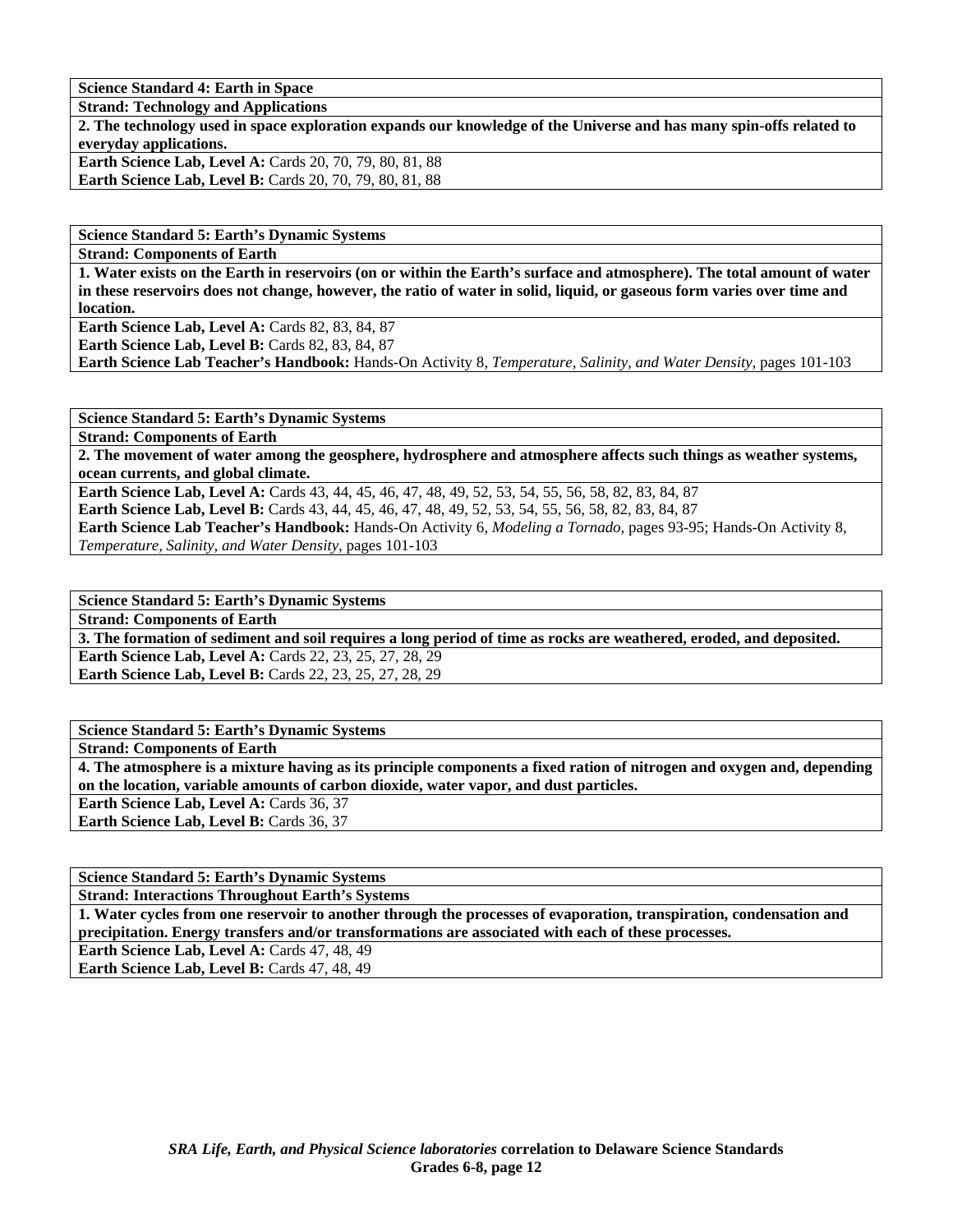**Science Standard 4: Earth in Space**

**Strand: Technology and Applications**

**2. The technology used in space exploration expands our knowledge of the Universe and has many spin-offs related to everyday applications.**

**Earth Science Lab, Level A:** Cards 20, 70, 79, 80, 81, 88

**Earth Science Lab, Level B:** Cards 20, 70, 79, 80, 81, 88

**Science Standard 5: Earth's Dynamic Systems**

**Strand: Components of Earth**

**1. Water exists on the Earth in reservoirs (on or within the Earth's surface and atmosphere). The total amount of water in these reservoirs does not change, however, the ratio of water in solid, liquid, or gaseous form varies over time and location.**

**Earth Science Lab, Level A:** Cards 82, 83, 84, 87

**Earth Science Lab, Level B:** Cards 82, 83, 84, 87

**Earth Science Lab Teacher's Handbook:** Hands-On Activity 8, *Temperature, Salinity, and Water Density,* pages 101-103

**Science Standard 5: Earth's Dynamic Systems**

**Strand: Components of Earth**

**2. The movement of water among the geosphere, hydrosphere and atmosphere affects such things as weather systems, ocean currents, and global climate.**

**Earth Science Lab, Level A:** Cards 43, 44, 45, 46, 47, 48, 49, 52, 53, 54, 55, 56, 58, 82, 83, 84, 87

**Earth Science Lab, Level B:** Cards 43, 44, 45, 46, 47, 48, 49, 52, 53, 54, 55, 56, 58, 82, 83, 84, 87

**Earth Science Lab Teacher's Handbook:** Hands-On Activity 6, *Modeling a Tornado,* pages 93-95; Hands-On Activity 8, *Temperature, Salinity, and Water Density,* pages 101-103

**Science Standard 5: Earth's Dynamic Systems**

**Strand: Components of Earth**

**3. The formation of sediment and soil requires a long period of time as rocks are weathered, eroded, and deposited.**

**Earth Science Lab, Level A:** Cards 22, 23, 25, 27, 28, 29

**Earth Science Lab, Level B:** Cards 22, 23, 25, 27, 28, 29

**Science Standard 5: Earth's Dynamic Systems**

**Strand: Components of Earth**

**4. The atmosphere is a mixture having as its principle components a fixed ration of nitrogen and oxygen and, depending on the location, variable amounts of carbon dioxide, water vapor, and dust particles.**

**Earth Science Lab, Level A:** Cards 36, 37

**Earth Science Lab, Level B:** Cards 36, 37

**Science Standard 5: Earth's Dynamic Systems**

**Strand: Interactions Throughout Earth's Systems**

**1. Water cycles from one reservoir to another through the processes of evaporation, transpiration, condensation and precipitation. Energy transfers and/or transformations are associated with each of these processes.**

**Earth Science Lab, Level A:** Cards 47, 48, 49

**Earth Science Lab, Level B:** Cards 47, 48, 49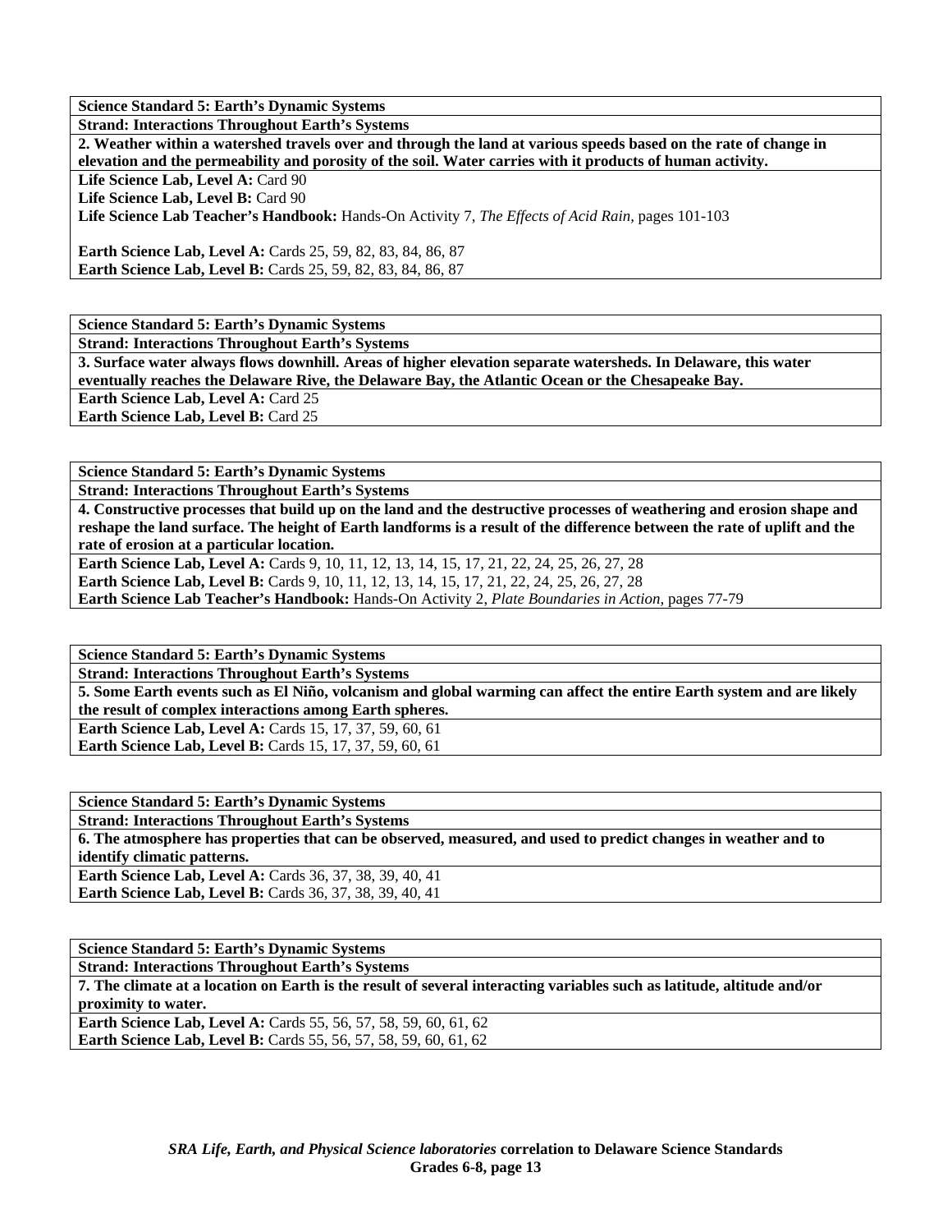**Science Standard 5: Earth's Dynamic Systems**

**Strand: Interactions Throughout Earth's Systems**

**2. Weather within a watershed travels over and through the land at various speeds based on the rate of change in elevation and the permeability and porosity of the soil. Water carries with it products of human activity.**

**Life Science Lab, Level A:** Card 90
**Life Science Lab, Level B:** Card 90
**Life Science Lab Teacher's Handbook:** Hands-On Activity 7, *The Effects of Acid Rain,* pages 101-103

**Earth Science Lab, Level A:** Cards 25, 59, 82, 83, 84, 86, 87
**Earth Science Lab, Level B:** Cards 25, 59, 82, 83, 84, 86, 87

**Science Standard 5: Earth's Dynamic Systems**

**Strand: Interactions Throughout Earth's Systems**

**3. Surface water always flows downhill. Areas of higher elevation separate watersheds. In Delaware, this water eventually reaches the Delaware Rive, the Delaware Bay, the Atlantic Ocean or the Chesapeake Bay.**

**Earth Science Lab, Level A:** Card 25
**Earth Science Lab, Level B:** Card 25

**Science Standard 5: Earth's Dynamic Systems**

**Strand: Interactions Throughout Earth's Systems**

**4. Constructive processes that build up on the land and the destructive processes of weathering and erosion shape and reshape the land surface. The height of Earth landforms is a result of the difference between the rate of uplift and the rate of erosion at a particular location.**

**Earth Science Lab, Level A:** Cards 9, 10, 11, 12, 13, 14, 15, 17, 21, 22, 24, 25, 26, 27, 28
**Earth Science Lab, Level B:** Cards 9, 10, 11, 12, 13, 14, 15, 17, 21, 22, 24, 25, 26, 27, 28
**Earth Science Lab Teacher's Handbook:** Hands-On Activity 2, *Plate Boundaries in Action,* pages 77-79

**Science Standard 5: Earth's Dynamic Systems**

**Strand: Interactions Throughout Earth's Systems**

**5. Some Earth events such as El Niño, volcanism and global warming can affect the entire Earth system and are likely the result of complex interactions among Earth spheres.**

**Earth Science Lab, Level A:** Cards 15, 17, 37, 59, 60, 61
**Earth Science Lab, Level B:** Cards 15, 17, 37, 59, 60, 61

**Science Standard 5: Earth's Dynamic Systems**

**Strand: Interactions Throughout Earth's Systems**

**6. The atmosphere has properties that can be observed, measured, and used to predict changes in weather and to identify climatic patterns.**

**Earth Science Lab, Level A:** Cards 36, 37, 38, 39, 40, 41
**Earth Science Lab, Level B:** Cards 36, 37, 38, 39, 40, 41

**Science Standard 5: Earth's Dynamic Systems**

**Strand: Interactions Throughout Earth's Systems**

**7. The climate at a location on Earth is the result of several interacting variables such as latitude, altitude and/or proximity to water.**

**Earth Science Lab, Level A:** Cards 55, 56, 57, 58, 59, 60, 61, 62
**Earth Science Lab, Level B:** Cards 55, 56, 57, 58, 59, 60, 61, 62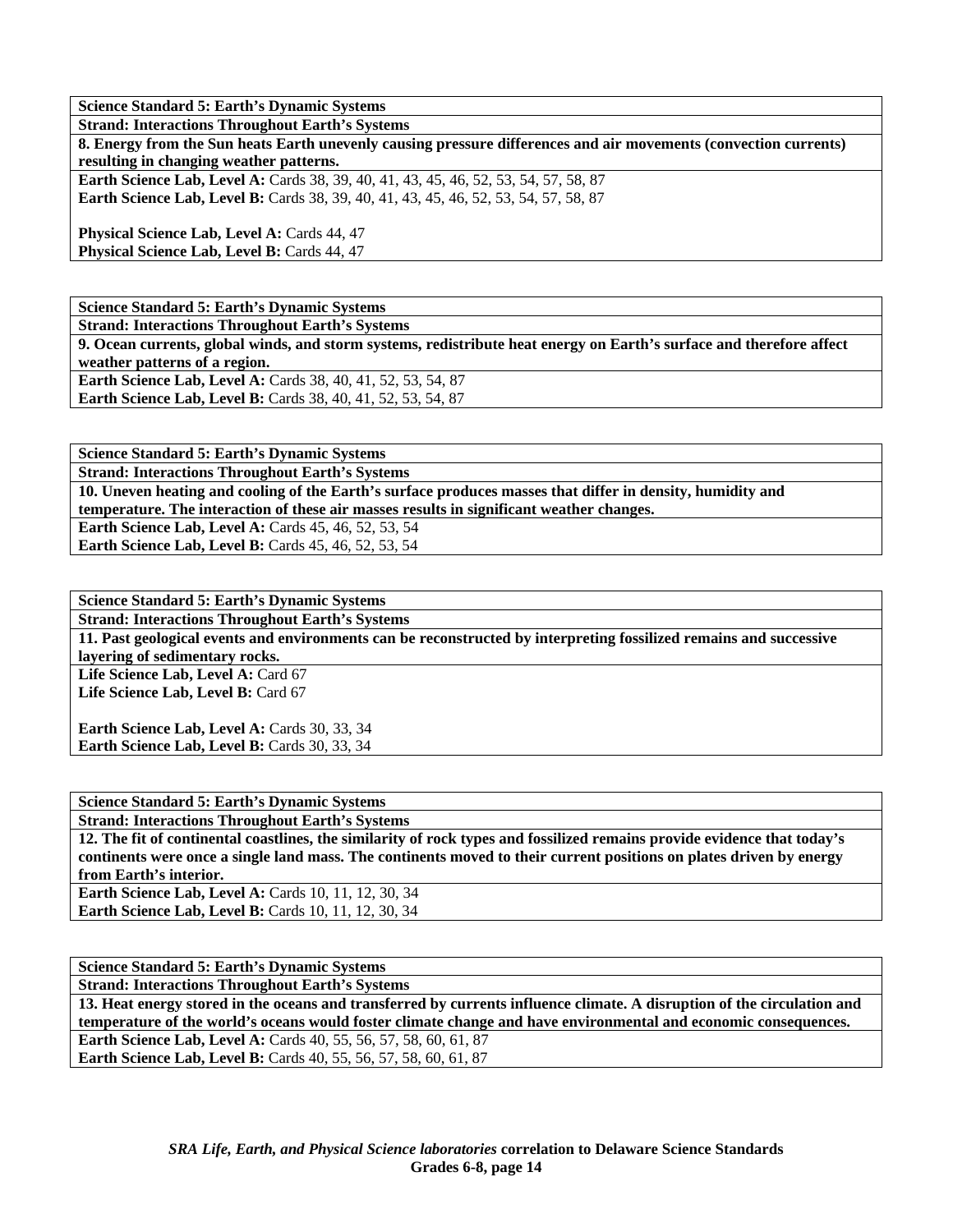**Science Standard 5: Earth's Dynamic Systems**

**Strand: Interactions Throughout Earth's Systems**

**8. Energy from the Sun heats Earth unevenly causing pressure differences and air movements (convection currents) resulting in changing weather patterns.**

**Earth Science Lab, Level A:** Cards 38, 39, 40, 41, 43, 45, 46, 52, 53, 54, 57, 58, 87
**Earth Science Lab, Level B:** Cards 38, 39, 40, 41, 43, 45, 46, 52, 53, 54, 57, 58, 87

**Physical Science Lab, Level A:** Cards 44, 47
**Physical Science Lab, Level B:** Cards 44, 47

**Science Standard 5: Earth's Dynamic Systems**

**Strand: Interactions Throughout Earth's Systems**

**9. Ocean currents, global winds, and storm systems, redistribute heat energy on Earth's surface and therefore affect weather patterns of a region.**

**Earth Science Lab, Level A:** Cards 38, 40, 41, 52, 53, 54, 87
**Earth Science Lab, Level B:** Cards 38, 40, 41, 52, 53, 54, 87

**Science Standard 5: Earth's Dynamic Systems**

**Strand: Interactions Throughout Earth's Systems**

**10. Uneven heating and cooling of the Earth's surface produces masses that differ in density, humidity and temperature. The interaction of these air masses results in significant weather changes.**

**Earth Science Lab, Level A:** Cards 45, 46, 52, 53, 54
**Earth Science Lab, Level B:** Cards 45, 46, 52, 53, 54

**Science Standard 5: Earth's Dynamic Systems**

**Strand: Interactions Throughout Earth's Systems**

**11. Past geological events and environments can be reconstructed by interpreting fossilized remains and successive layering of sedimentary rocks.**

**Life Science Lab, Level A:** Card 67
**Life Science Lab, Level B:** Card 67

**Earth Science Lab, Level A:** Cards 30, 33, 34
**Earth Science Lab, Level B:** Cards 30, 33, 34

**Science Standard 5: Earth's Dynamic Systems**

**Strand: Interactions Throughout Earth's Systems**

**12. The fit of continental coastlines, the similarity of rock types and fossilized remains provide evidence that today's continents were once a single land mass. The continents moved to their current positions on plates driven by energy from Earth's interior.**

**Earth Science Lab, Level A:** Cards 10, 11, 12, 30, 34
**Earth Science Lab, Level B:** Cards 10, 11, 12, 30, 34

**Science Standard 5: Earth's Dynamic Systems**

**Strand: Interactions Throughout Earth's Systems**

**13. Heat energy stored in the oceans and transferred by currents influence climate. A disruption of the circulation and temperature of the world's oceans would foster climate change and have environmental and economic consequences.**

**Earth Science Lab, Level A:** Cards 40, 55, 56, 57, 58, 60, 61, 87
**Earth Science Lab, Level B:** Cards 40, 55, 56, 57, 58, 60, 61, 87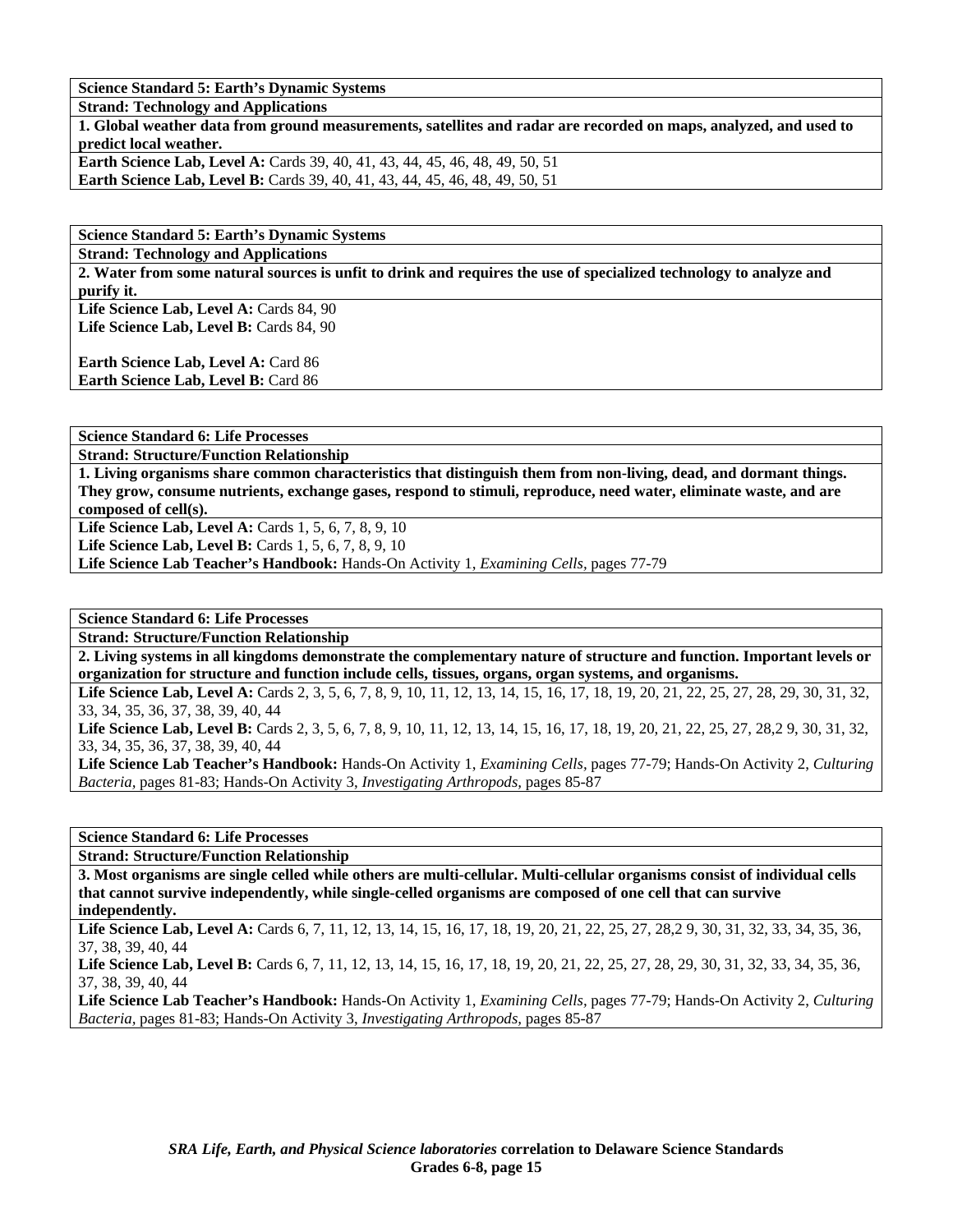**Science Standard 5: Earth's Dynamic Systems**

**Strand: Technology and Applications**

**1. Global weather data from ground measurements, satellites and radar are recorded on maps, analyzed, and used to predict local weather.**

**Earth Science Lab, Level A:** Cards 39, 40, 41, 43, 44, 45, 46, 48, 49, 50, 51
**Earth Science Lab, Level B:** Cards 39, 40, 41, 43, 44, 45, 46, 48, 49, 50, 51

**Science Standard 5: Earth's Dynamic Systems**

**Strand: Technology and Applications**

**2. Water from some natural sources is unfit to drink and requires the use of specialized technology to analyze and purify it.**

**Life Science Lab, Level A:** Cards 84, 90
**Life Science Lab, Level B:** Cards 84, 90

**Earth Science Lab, Level A:** Card 86
**Earth Science Lab, Level B:** Card 86

**Science Standard 6: Life Processes**

**Strand: Structure/Function Relationship**

**1. Living organisms share common characteristics that distinguish them from non-living, dead, and dormant things. They grow, consume nutrients, exchange gases, respond to stimuli, reproduce, need water, eliminate waste, and are composed of cell(s).**

**Life Science Lab, Level A:** Cards 1, 5, 6, 7, 8, 9, 10
**Life Science Lab, Level B:** Cards 1, 5, 6, 7, 8, 9, 10
**Life Science Lab Teacher's Handbook:** Hands-On Activity 1, *Examining Cells,* pages 77-79

**Science Standard 6: Life Processes**

**Strand: Structure/Function Relationship**

**2. Living systems in all kingdoms demonstrate the complementary nature of structure and function. Important levels or organization for structure and function include cells, tissues, organs, organ systems, and organisms.**

**Life Science Lab, Level A:** Cards 2, 3, 5, 6, 7, 8, 9, 10, 11, 12, 13, 14, 15, 16, 17, 18, 19, 20, 21, 22, 25, 27, 28, 29, 30, 31, 32, 33, 34, 35, 36, 37, 38, 39, 40, 44
**Life Science Lab, Level B:** Cards 2, 3, 5, 6, 7, 8, 9, 10, 11, 12, 13, 14, 15, 16, 17, 18, 19, 20, 21, 22, 25, 27, 28,2 9, 30, 31, 32, 33, 34, 35, 36, 37, 38, 39, 40, 44
**Life Science Lab Teacher's Handbook:** Hands-On Activity 1, *Examining Cells,* pages 77-79; Hands-On Activity 2, *Culturing Bacteria,* pages 81-83; Hands-On Activity 3, *Investigating Arthropods,* pages 85-87

**Science Standard 6: Life Processes**

**Strand: Structure/Function Relationship**

**3. Most organisms are single celled while others are multi-cellular. Multi-cellular organisms consist of individual cells that cannot survive independently, while single-celled organisms are composed of one cell that can survive independently.**

**Life Science Lab, Level A:** Cards 6, 7, 11, 12, 13, 14, 15, 16, 17, 18, 19, 20, 21, 22, 25, 27, 28,2 9, 30, 31, 32, 33, 34, 35, 36, 37, 38, 39, 40, 44
**Life Science Lab, Level B:** Cards 6, 7, 11, 12, 13, 14, 15, 16, 17, 18, 19, 20, 21, 22, 25, 27, 28, 29, 30, 31, 32, 33, 34, 35, 36, 37, 38, 39, 40, 44
**Life Science Lab Teacher's Handbook:** Hands-On Activity 1, *Examining Cells,* pages 77-79; Hands-On Activity 2, *Culturing Bacteria,* pages 81-83; Hands-On Activity 3, *Investigating Arthropods,* pages 85-87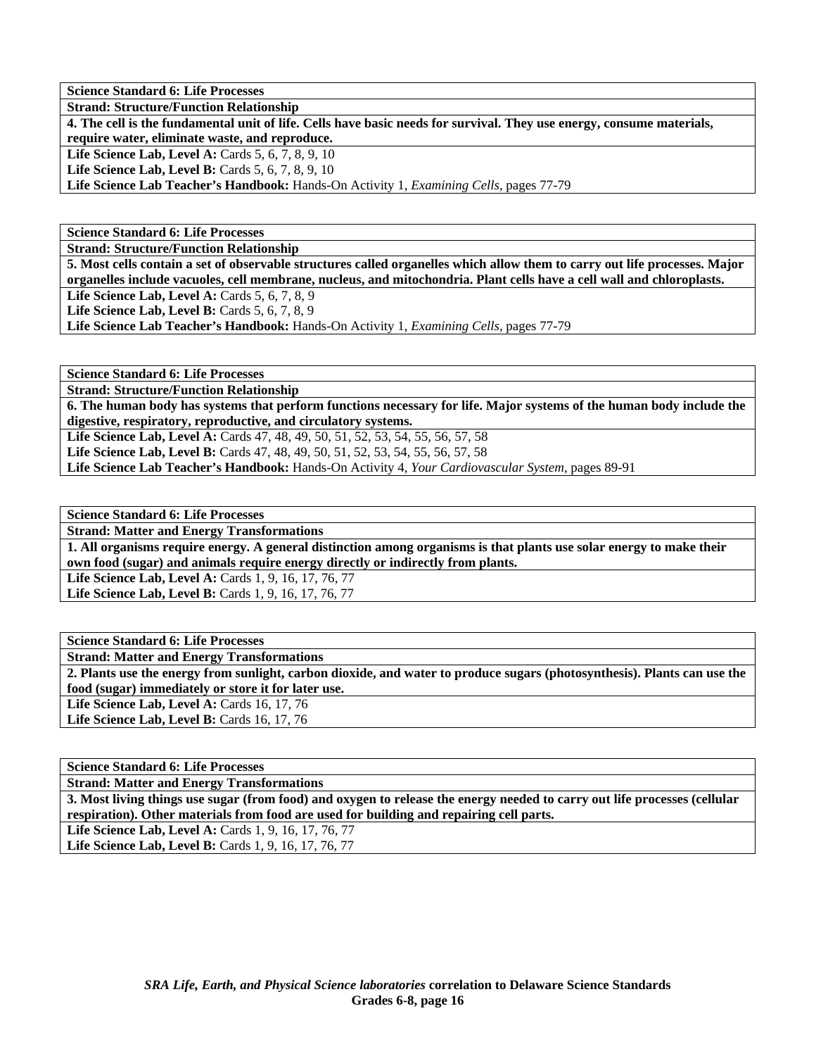| **Science Standard 6: Life Processes** |
| --- |
| **Strand: Structure/Function Relationship** |
| **4. The cell is the fundamental unit of life. Cells have basic needs for survival. They use energy, consume materials, require water, eliminate waste, and reproduce.** |
| **Life Science Lab, Level A:** Cards 5, 6, 7, 8, 9, 10<br>**Life Science Lab, Level B:** Cards 5, 6, 7, 8, 9, 10<br>**Life Science Lab Teacher's Handbook:** Hands-On Activity 1, *Examining Cells,* pages 77-79 |

| **Science Standard 6: Life Processes** |
| --- |
| **Strand: Structure/Function Relationship** |
| **5. Most cells contain a set of observable structures called organelles which allow them to carry out life processes. Major organelles include vacuoles, cell membrane, nucleus, and mitochondria. Plant cells have a cell wall and chloroplasts.** |
| **Life Science Lab, Level A:** Cards 5, 6, 7, 8, 9<br>**Life Science Lab, Level B:** Cards 5, 6, 7, 8, 9<br>**Life Science Lab Teacher's Handbook:** Hands-On Activity 1, *Examining Cells,* pages 77-79 |

| **Science Standard 6: Life Processes** |
| --- |
| **Strand: Structure/Function Relationship** |
| **6. The human body has systems that perform functions necessary for life. Major systems of the human body include the digestive, respiratory, reproductive, and circulatory systems.** |
| **Life Science Lab, Level A:** Cards 47, 48, 49, 50, 51, 52, 53, 54, 55, 56, 57, 58<br>**Life Science Lab, Level B:** Cards 47, 48, 49, 50, 51, 52, 53, 54, 55, 56, 57, 58<br>**Life Science Lab Teacher's Handbook:** Hands-On Activity 4, *Your Cardiovascular System,* pages 89-91 |

| **Science Standard 6: Life Processes** |
| --- |
| **Strand: Matter and Energy Transformations** |
| **1. All organisms require energy. A general distinction among organisms is that plants use solar energy to make their own food (sugar) and animals require energy directly or indirectly from plants.** |
| **Life Science Lab, Level A:** Cards 1, 9, 16, 17, 76, 77<br>**Life Science Lab, Level B:** Cards 1, 9, 16, 17, 76, 77 |

| **Science Standard 6: Life Processes** |
| --- |
| **Strand: Matter and Energy Transformations** |
| **2. Plants use the energy from sunlight, carbon dioxide, and water to produce sugars (photosynthesis). Plants can use the food (sugar) immediately or store it for later use.** |
| **Life Science Lab, Level A:** Cards 16, 17, 76<br>**Life Science Lab, Level B:** Cards 16, 17, 76 |

| **Science Standard 6: Life Processes** |
| --- |
| **Strand: Matter and Energy Transformations** |
| **3. Most living things use sugar (from food) and oxygen to release the energy needed to carry out life processes (cellular respiration). Other materials from food are used for building and repairing cell parts.** |
| **Life Science Lab, Level A:** Cards 1, 9, 16, 17, 76, 77<br>**Life Science Lab, Level B:** Cards 1, 9, 16, 17, 76, 77 |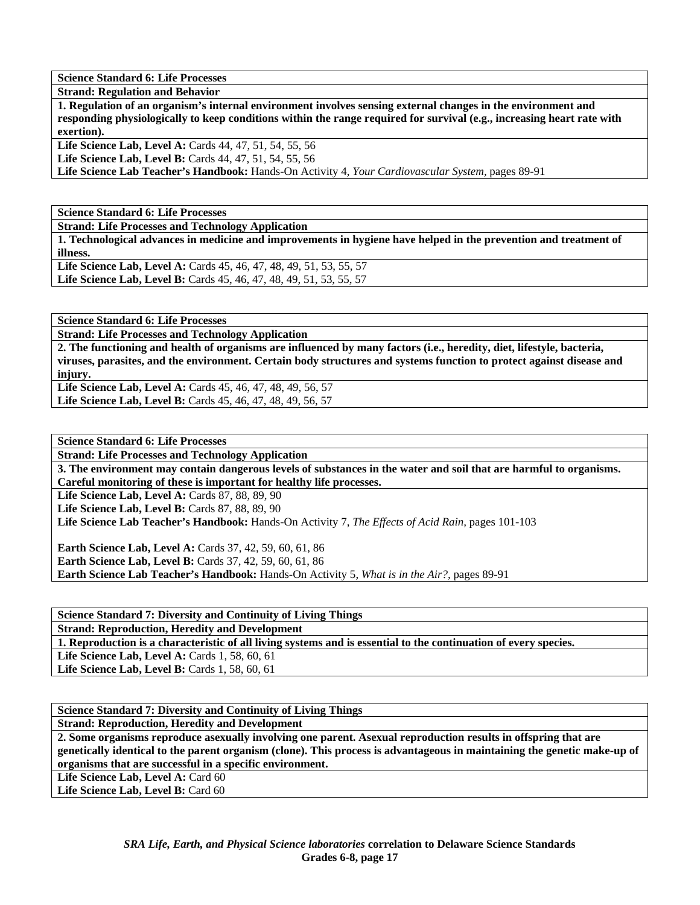**Science Standard 6: Life Processes**

**Strand: Regulation and Behavior**

**1. Regulation of an organism's internal environment involves sensing external changes in the environment and responding physiologically to keep conditions within the range required for survival (e.g., increasing heart rate with exertion).**

**Life Science Lab, Level A:** Cards 44, 47, 51, 54, 55, 56
**Life Science Lab, Level B:** Cards 44, 47, 51, 54, 55, 56
**Life Science Lab Teacher's Handbook:** Hands-On Activity 4, *Your Cardiovascular System,* pages 89-91

---

**Science Standard 6: Life Processes**

**Strand: Life Processes and Technology Application**

**1. Technological advances in medicine and improvements in hygiene have helped in the prevention and treatment of illness.**

**Life Science Lab, Level A:** Cards 45, 46, 47, 48, 49, 51, 53, 55, 57
**Life Science Lab, Level B:** Cards 45, 46, 47, 48, 49, 51, 53, 55, 57

---

**Science Standard 6: Life Processes**

**Strand: Life Processes and Technology Application**

**2. The functioning and health of organisms are influenced by many factors (i.e., heredity, diet, lifestyle, bacteria, viruses, parasites, and the environment. Certain body structures and systems function to protect against disease and injury.**

**Life Science Lab, Level A:** Cards 45, 46, 47, 48, 49, 56, 57
**Life Science Lab, Level B:** Cards 45, 46, 47, 48, 49, 56, 57

---

**Science Standard 6: Life Processes**

**Strand: Life Processes and Technology Application**

**3. The environment may contain dangerous levels of substances in the water and soil that are harmful to organisms. Careful monitoring of these is important for healthy life processes.**

**Life Science Lab, Level A:** Cards 87, 88, 89, 90
**Life Science Lab, Level B:** Cards 87, 88, 89, 90
**Life Science Lab Teacher's Handbook:** Hands-On Activity 7, *The Effects of Acid Rain,* pages 101-103

**Earth Science Lab, Level A:** Cards 37, 42, 59, 60, 61, 86
**Earth Science Lab, Level B:** Cards 37, 42, 59, 60, 61, 86
**Earth Science Lab Teacher's Handbook:** Hands-On Activity 5, *What is in the Air?,* pages 89-91

---

**Science Standard 7: Diversity and Continuity of Living Things**

**Strand: Reproduction, Heredity and Development**

**1. Reproduction is a characteristic of all living systems and is essential to the continuation of every species.**

**Life Science Lab, Level A:** Cards 1, 58, 60, 61
**Life Science Lab, Level B:** Cards 1, 58, 60, 61

---

**Science Standard 7: Diversity and Continuity of Living Things**

**Strand: Reproduction, Heredity and Development**

**2. Some organisms reproduce asexually involving one parent. Asexual reproduction results in offspring that are genetically identical to the parent organism (clone). This process is advantageous in maintaining the genetic make-up of organisms that are successful in a specific environment.**

**Life Science Lab, Level A:** Card 60
**Life Science Lab, Level B:** Card 60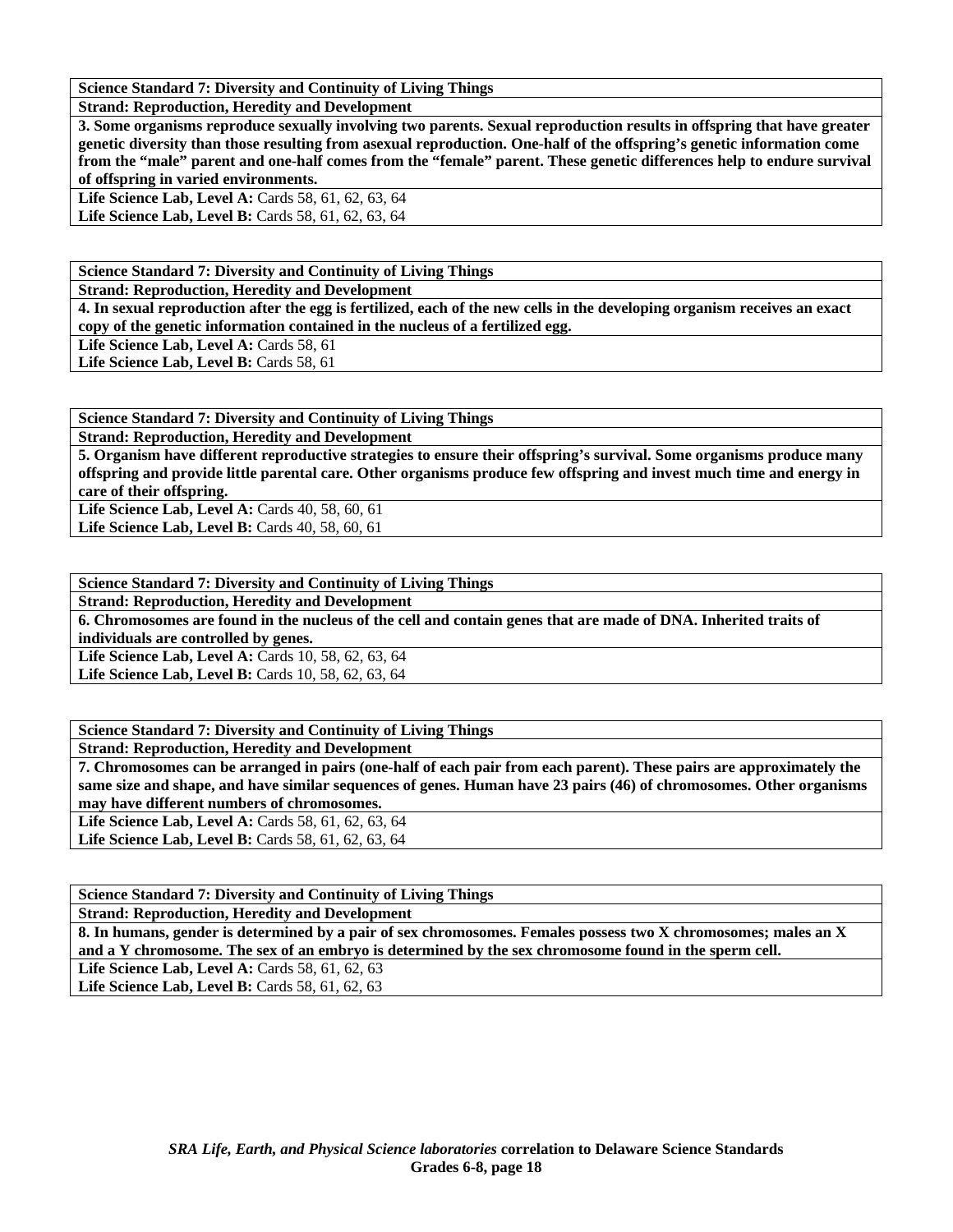| Science Standard 7: Diversity and Continuity of Living Things |
|---|
| **Strand: Reproduction, Heredity and Development** |
| **3. Some organisms reproduce sexually involving two parents. Sexual reproduction results in offspring that have greater genetic diversity than those resulting from asexual reproduction. One-half of the offspring's genetic information come from the "male" parent and one-half comes from the "female" parent. These genetic differences help to endure survival of offspring in varied environments.** |
| **Life Science Lab, Level A:** Cards 58, 61, 62, 63, 64 |
| **Life Science Lab, Level B:** Cards 58, 61, 62, 63, 64 |

| Science Standard 7: Diversity and Continuity of Living Things |
|---|
| **Strand: Reproduction, Heredity and Development** |
| **4. In sexual reproduction after the egg is fertilized, each of the new cells in the developing organism receives an exact copy of the genetic information contained in the nucleus of a fertilized egg.** |
| **Life Science Lab, Level A:** Cards 58, 61 |
| **Life Science Lab, Level B:** Cards 58, 61 |

| Science Standard 7: Diversity and Continuity of Living Things |
|---|
| **Strand: Reproduction, Heredity and Development** |
| **5. Organism have different reproductive strategies to ensure their offspring's survival. Some organisms produce many offspring and provide little parental care. Other organisms produce few offspring and invest much time and energy in care of their offspring.** |
| **Life Science Lab, Level A:** Cards 40, 58, 60, 61 |
| **Life Science Lab, Level B:** Cards 40, 58, 60, 61 |

| Science Standard 7: Diversity and Continuity of Living Things |
|---|
| **Strand: Reproduction, Heredity and Development** |
| **6. Chromosomes are found in the nucleus of the cell and contain genes that are made of DNA. Inherited traits of individuals are controlled by genes.** |
| **Life Science Lab, Level A:** Cards 10, 58, 62, 63, 64 |
| **Life Science Lab, Level B:** Cards 10, 58, 62, 63, 64 |

| Science Standard 7: Diversity and Continuity of Living Things |
|---|
| **Strand: Reproduction, Heredity and Development** |
| **7. Chromosomes can be arranged in pairs (one-half of each pair from each parent). These pairs are approximately the same size and shape, and have similar sequences of genes. Human have 23 pairs (46) of chromosomes. Other organisms may have different numbers of chromosomes.** |
| **Life Science Lab, Level A:** Cards 58, 61, 62, 63, 64 |
| **Life Science Lab, Level B:** Cards 58, 61, 62, 63, 64 |

| Science Standard 7: Diversity and Continuity of Living Things |
|---|
| **Strand: Reproduction, Heredity and Development** |
| **8. In humans, gender is determined by a pair of sex chromosomes. Females possess two X chromosomes; males an X and a Y chromosome. The sex of an embryo is determined by the sex chromosome found in the sperm cell.** |
| **Life Science Lab, Level A:** Cards 58, 61, 62, 63 |
| **Life Science Lab, Level B:** Cards 58, 61, 62, 63 |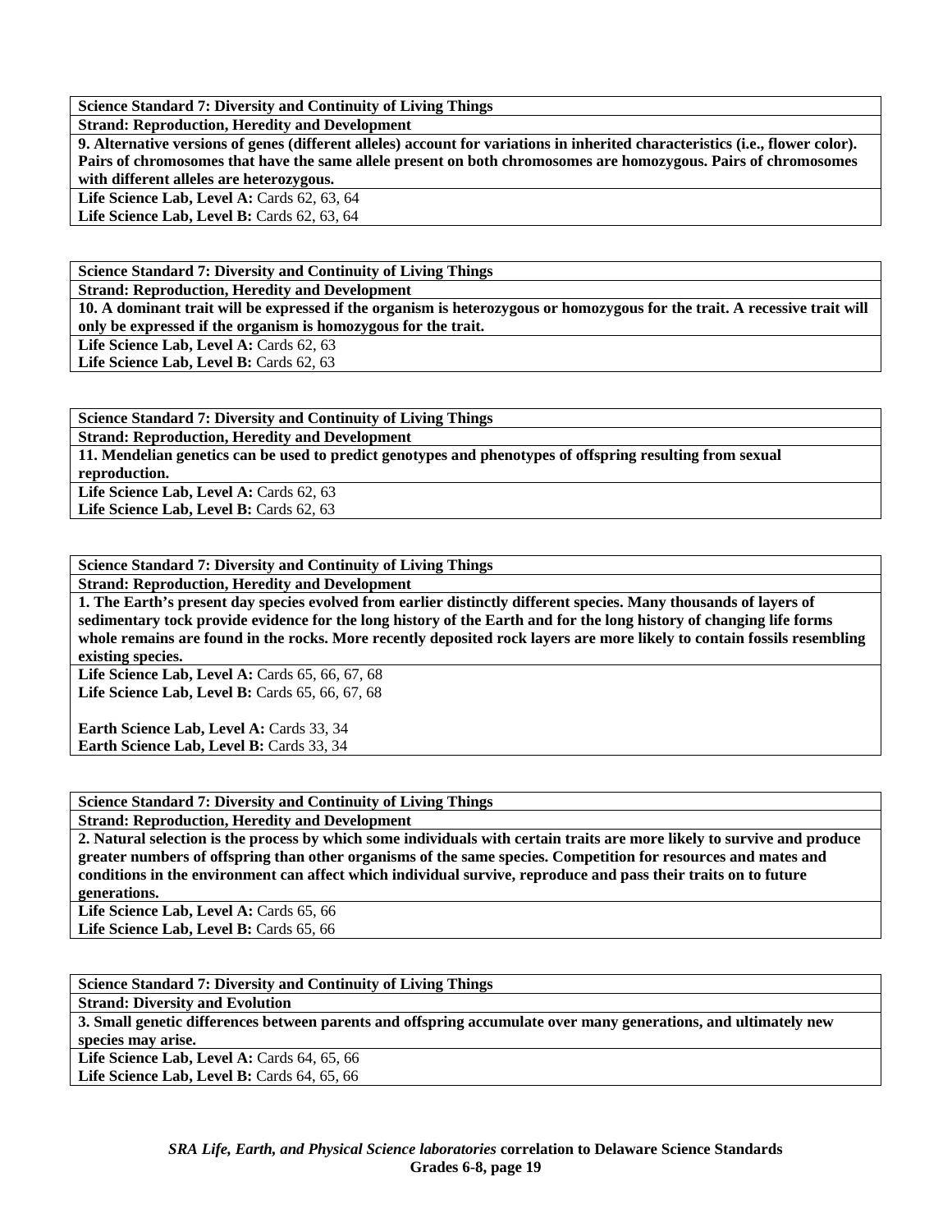| **Science Standard 7: Diversity and Continuity of Living Things** |
|---|
| **Strand: Reproduction, Heredity and Development** |
| **9. Alternative versions of genes (different alleles) account for variations in inherited characteristics (i.e., flower color). Pairs of chromosomes that have the same allele present on both chromosomes are homozygous. Pairs of chromosomes with different alleles are heterozygous.** |
| **Life Science Lab, Level A:** Cards 62, 63, 64<br>**Life Science Lab, Level B:** Cards 62, 63, 64 |

| **Science Standard 7: Diversity and Continuity of Living Things** |
|---|
| **Strand: Reproduction, Heredity and Development** |
| **10. A dominant trait will be expressed if the organism is heterozygous or homozygous for the trait. A recessive trait will only be expressed if the organism is homozygous for the trait.** |
| **Life Science Lab, Level A:** Cards 62, 63<br>**Life Science Lab, Level B:** Cards 62, 63 |

| **Science Standard 7: Diversity and Continuity of Living Things** |
|---|
| **Strand: Reproduction, Heredity and Development** |
| **11. Mendelian genetics can be used to predict genotypes and phenotypes of offspring resulting from sexual reproduction.** |
| **Life Science Lab, Level A:** Cards 62, 63<br>**Life Science Lab, Level B:** Cards 62, 63 |

| **Science Standard 7: Diversity and Continuity of Living Things** |
|---|
| **Strand: Reproduction, Heredity and Development** |
| **1. The Earth's present day species evolved from earlier distinctly different species. Many thousands of layers of sedimentary tock provide evidence for the long history of the Earth and for the long history of changing life forms whole remains are found in the rocks. More recently deposited rock layers are more likely to contain fossils resembling existing species.** |
| **Life Science Lab, Level A:** Cards 65, 66, 67, 68<br>**Life Science Lab, Level B:** Cards 65, 66, 67, 68<br><br>**Earth Science Lab, Level A:** Cards 33, 34<br>**Earth Science Lab, Level B:** Cards 33, 34 |

| **Science Standard 7: Diversity and Continuity of Living Things** |
|---|
| **Strand: Reproduction, Heredity and Development** |
| **2. Natural selection is the process by which some individuals with certain traits are more likely to survive and produce greater numbers of offspring than other organisms of the same species. Competition for resources and mates and conditions in the environment can affect which individual survive, reproduce and pass their traits on to future generations.** |
| **Life Science Lab, Level A:** Cards 65, 66<br>**Life Science Lab, Level B:** Cards 65, 66 |

| **Science Standard 7: Diversity and Continuity of Living Things** |
|---|
| **Strand: Diversity and Evolution** |
| **3. Small genetic differences between parents and offspring accumulate over many generations, and ultimately new species may arise.** |
| **Life Science Lab, Level A:** Cards 64, 65, 66<br>**Life Science Lab, Level B:** Cards 64, 65, 66 |

***SRA Life, Earth, and Physical Science laboratories* correlation to Delaware Science Standards**
**Grades 6-8, page 19**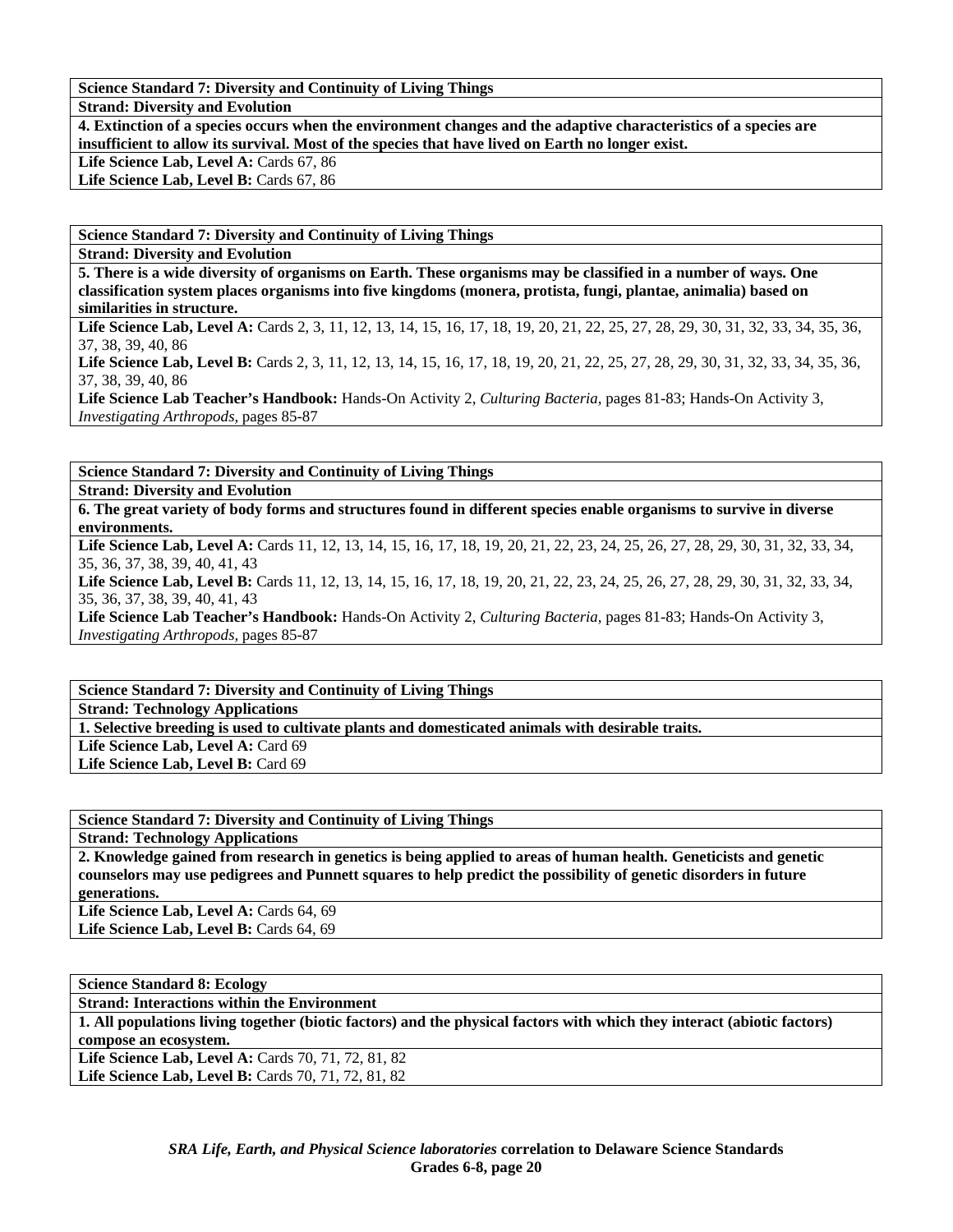**Science Standard 7: Diversity and Continuity of Living Things**

**Strand: Diversity and Evolution**

**4. Extinction of a species occurs when the environment changes and the adaptive characteristics of a species are insufficient to allow its survival. Most of the species that have lived on Earth no longer exist.**

**Life Science Lab, Level A:** Cards 67, 86

**Life Science Lab, Level B:** Cards 67, 86

**Science Standard 7: Diversity and Continuity of Living Things**

**Strand: Diversity and Evolution**

**5. There is a wide diversity of organisms on Earth. These organisms may be classified in a number of ways. One classification system places organisms into five kingdoms (monera, protista, fungi, plantae, animalia) based on similarities in structure.**

**Life Science Lab, Level A:** Cards 2, 3, 11, 12, 13, 14, 15, 16, 17, 18, 19, 20, 21, 22, 25, 27, 28, 29, 30, 31, 32, 33, 34, 35, 36, 37, 38, 39, 40, 86

**Life Science Lab, Level B:** Cards 2, 3, 11, 12, 13, 14, 15, 16, 17, 18, 19, 20, 21, 22, 25, 27, 28, 29, 30, 31, 32, 33, 34, 35, 36, 37, 38, 39, 40, 86

**Life Science Lab Teacher's Handbook:** Hands-On Activity 2, *Culturing Bacteria,* pages 81-83; Hands-On Activity 3, *Investigating Arthropods,* pages 85-87

**Science Standard 7: Diversity and Continuity of Living Things**

**Strand: Diversity and Evolution**

**6. The great variety of body forms and structures found in different species enable organisms to survive in diverse environments.**

**Life Science Lab, Level A:** Cards 11, 12, 13, 14, 15, 16, 17, 18, 19, 20, 21, 22, 23, 24, 25, 26, 27, 28, 29, 30, 31, 32, 33, 34, 35, 36, 37, 38, 39, 40, 41, 43

**Life Science Lab, Level B:** Cards 11, 12, 13, 14, 15, 16, 17, 18, 19, 20, 21, 22, 23, 24, 25, 26, 27, 28, 29, 30, 31, 32, 33, 34, 35, 36, 37, 38, 39, 40, 41, 43

**Life Science Lab Teacher's Handbook:** Hands-On Activity 2, *Culturing Bacteria,* pages 81-83; Hands-On Activity 3, *Investigating Arthropods,* pages 85-87

**Science Standard 7: Diversity and Continuity of Living Things**

**Strand: Technology Applications**

**1. Selective breeding is used to cultivate plants and domesticated animals with desirable traits.**

**Life Science Lab, Level A:** Card 69

**Life Science Lab, Level B:** Card 69

**Science Standard 7: Diversity and Continuity of Living Things**

**Strand: Technology Applications**

**2. Knowledge gained from research in genetics is being applied to areas of human health. Geneticists and genetic counselors may use pedigrees and Punnett squares to help predict the possibility of genetic disorders in future generations.**

**Life Science Lab, Level A:** Cards 64, 69

**Life Science Lab, Level B:** Cards 64, 69

**Science Standard 8: Ecology**

**Strand: Interactions within the Environment**

**1. All populations living together (biotic factors) and the physical factors with which they interact (abiotic factors) compose an ecosystem.**

**Life Science Lab, Level A:** Cards 70, 71, 72, 81, 82

**Life Science Lab, Level B:** Cards 70, 71, 72, 81, 82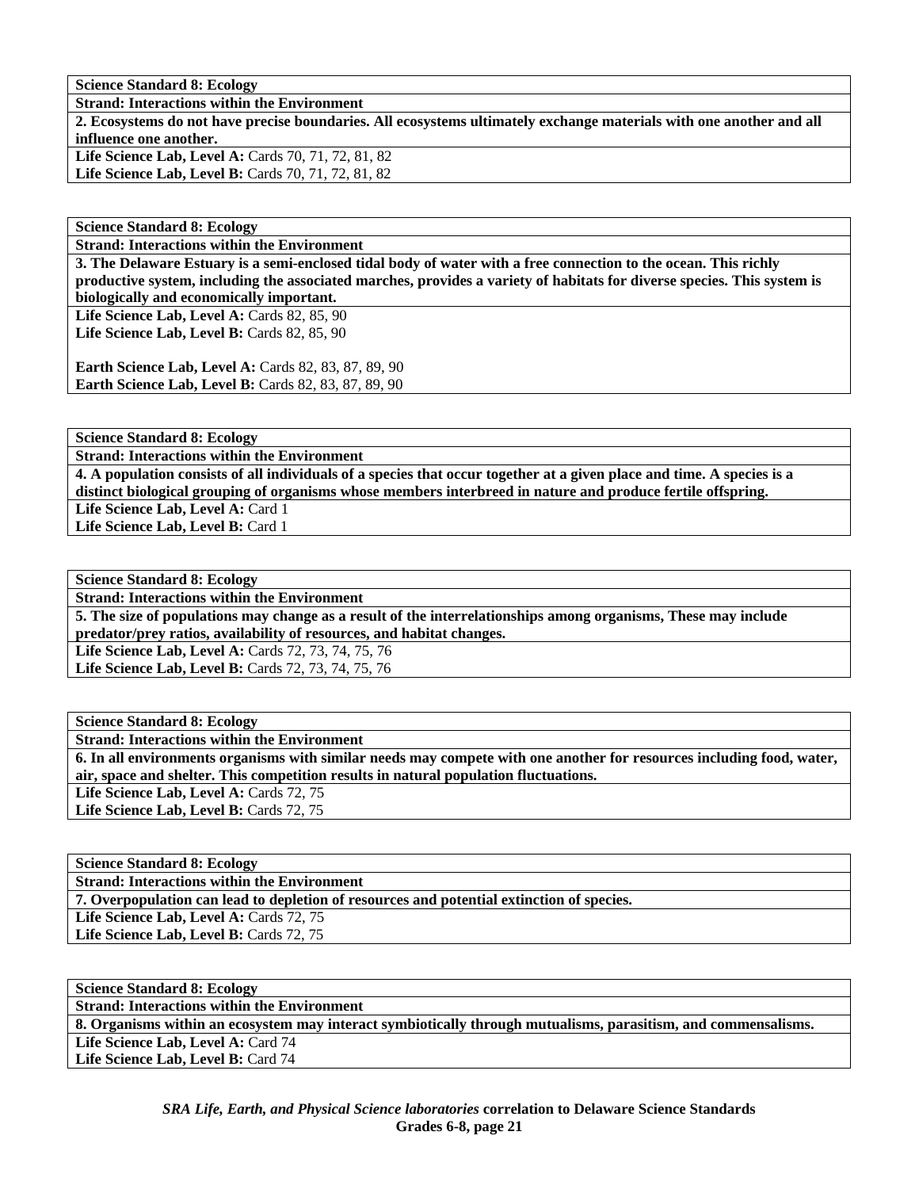| **Science Standard 8: Ecology** |
|---|
| **Strand: Interactions within the Environment** |
| **2. Ecosystems do not have precise boundaries. All ecosystems ultimately exchange materials with one another and all influence one another.** |
| **Life Science Lab, Level A:** Cards 70, 71, 72, 81, 82 |
| **Life Science Lab, Level B:** Cards 70, 71, 72, 81, 82 |

| **Science Standard 8: Ecology** |
|---|
| **Strand: Interactions within the Environment** |
| **3. The Delaware Estuary is a semi-enclosed tidal body of water with a free connection to the ocean. This richly productive system, including the associated marches, provides a variety of habitats for diverse species. This system is biologically and economically important.** |
| **Life Science Lab, Level A:** Cards 82, 85, 90 |
| **Life Science Lab, Level B:** Cards 82, 85, 90 |
| **Earth Science Lab, Level A:** Cards 82, 83, 87, 89, 90 |
| **Earth Science Lab, Level B:** Cards 82, 83, 87, 89, 90 |

| **Science Standard 8: Ecology** |
|---|
| **Strand: Interactions within the Environment** |
| **4. A population consists of all individuals of a species that occur together at a given place and time. A species is a distinct biological grouping of organisms whose members interbreed in nature and produce fertile offspring.** |
| **Life Science Lab, Level A:** Card 1 |
| **Life Science Lab, Level B:** Card 1 |

| **Science Standard 8: Ecology** |
|---|
| **Strand: Interactions within the Environment** |
| **5. The size of populations may change as a result of the interrelationships among organisms, These may include predator/prey ratios, availability of resources, and habitat changes.** |
| **Life Science Lab, Level A:** Cards 72, 73, 74, 75, 76 |
| **Life Science Lab, Level B:** Cards 72, 73, 74, 75, 76 |

| **Science Standard 8: Ecology** |
|---|
| **Strand: Interactions within the Environment** |
| **6. In all environments organisms with similar needs may compete with one another for resources including food, water, air, space and shelter. This competition results in natural population fluctuations.** |
| **Life Science Lab, Level A:** Cards 72, 75 |
| **Life Science Lab, Level B:** Cards 72, 75 |

| **Science Standard 8: Ecology** |
|---|
| **Strand: Interactions within the Environment** |
| **7. Overpopulation can lead to depletion of resources and potential extinction of species.** |
| **Life Science Lab, Level A:** Cards 72, 75 |
| **Life Science Lab, Level B:** Cards 72, 75 |

| **Science Standard 8: Ecology** |
|---|
| **Strand: Interactions within the Environment** |
| **8. Organisms within an ecosystem may interact symbiotically through mutualisms, parasitism, and commensalisms.** |
| **Life Science Lab, Level A:** Card 74 |
| **Life Science Lab, Level B:** Card 74 |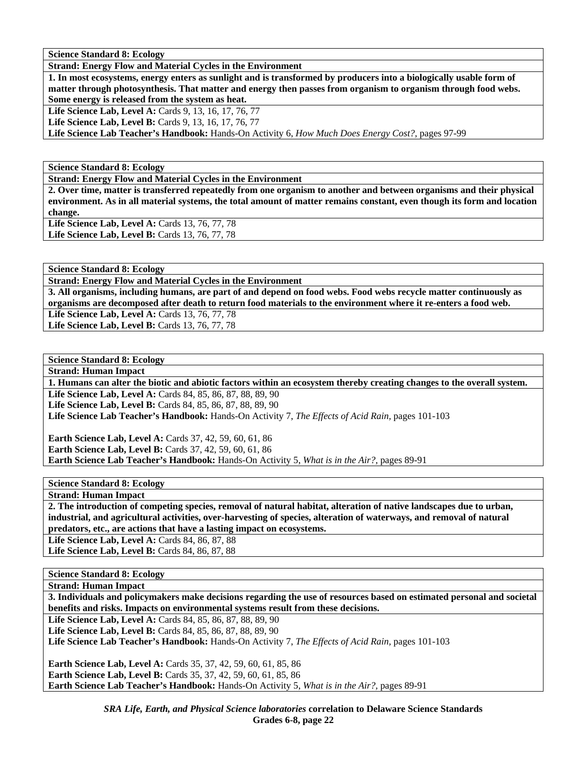**Science Standard 8: Ecology**

**Strand: Energy Flow and Material Cycles in the Environment**

**1. In most ecosystems, energy enters as sunlight and is transformed by producers into a biologically usable form of matter through photosynthesis. That matter and energy then passes from organism to organism through food webs. Some energy is released from the system as heat.**

**Life Science Lab, Level A:** Cards 9, 13, 16, 17, 76, 77
**Life Science Lab, Level B:** Cards 9, 13, 16, 17, 76, 77
**Life Science Lab Teacher's Handbook:** Hands-On Activity 6, *How Much Does Energy Cost?,* pages 97-99

**Science Standard 8: Ecology**

**Strand: Energy Flow and Material Cycles in the Environment**

**2. Over time, matter is transferred repeatedly from one organism to another and between organisms and their physical environment. As in all material systems, the total amount of matter remains constant, even though its form and location change.**

**Life Science Lab, Level A:** Cards 13, 76, 77, 78
**Life Science Lab, Level B:** Cards 13, 76, 77, 78

**Science Standard 8: Ecology**

**Strand: Energy Flow and Material Cycles in the Environment**

**3. All organisms, including humans, are part of and depend on food webs. Food webs recycle matter continuously as organisms are decomposed after death to return food materials to the environment where it re-enters a food web.**

**Life Science Lab, Level A:** Cards 13, 76, 77, 78
**Life Science Lab, Level B:** Cards 13, 76, 77, 78

**Science Standard 8: Ecology**

**Strand: Human Impact**

**1. Humans can alter the biotic and abiotic factors within an ecosystem thereby creating changes to the overall system.**

**Life Science Lab, Level A:** Cards 84, 85, 86, 87, 88, 89, 90
**Life Science Lab, Level B:** Cards 84, 85, 86, 87, 88, 89, 90
**Life Science Lab Teacher's Handbook:** Hands-On Activity 7, *The Effects of Acid Rain,* pages 101-103

**Earth Science Lab, Level A:** Cards 37, 42, 59, 60, 61, 86
**Earth Science Lab, Level B:** Cards 37, 42, 59, 60, 61, 86
**Earth Science Lab Teacher's Handbook:** Hands-On Activity 5, *What is in the Air?,* pages 89-91

**Science Standard 8: Ecology**

**Strand: Human Impact**

**2. The introduction of competing species, removal of natural habitat, alteration of native landscapes due to urban, industrial, and agricultural activities, over-harvesting of species, alteration of waterways, and removal of natural predators, etc., are actions that have a lasting impact on ecosystems.**

**Life Science Lab, Level A:** Cards 84, 86, 87, 88
**Life Science Lab, Level B:** Cards 84, 86, 87, 88

**Science Standard 8: Ecology**

**Strand: Human Impact**

**3. Individuals and policymakers make decisions regarding the use of resources based on estimated personal and societal benefits and risks. Impacts on environmental systems result from these decisions.**

**Life Science Lab, Level A:** Cards 84, 85, 86, 87, 88, 89, 90
**Life Science Lab, Level B:** Cards 84, 85, 86, 87, 88, 89, 90
**Life Science Lab Teacher's Handbook:** Hands-On Activity 7, *The Effects of Acid Rain,* pages 101-103

**Earth Science Lab, Level A:** Cards 35, 37, 42, 59, 60, 61, 85, 86
**Earth Science Lab, Level B:** Cards 35, 37, 42, 59, 60, 61, 85, 86
**Earth Science Lab Teacher's Handbook:** Hands-On Activity 5, *What is in the Air?,* pages 89-91